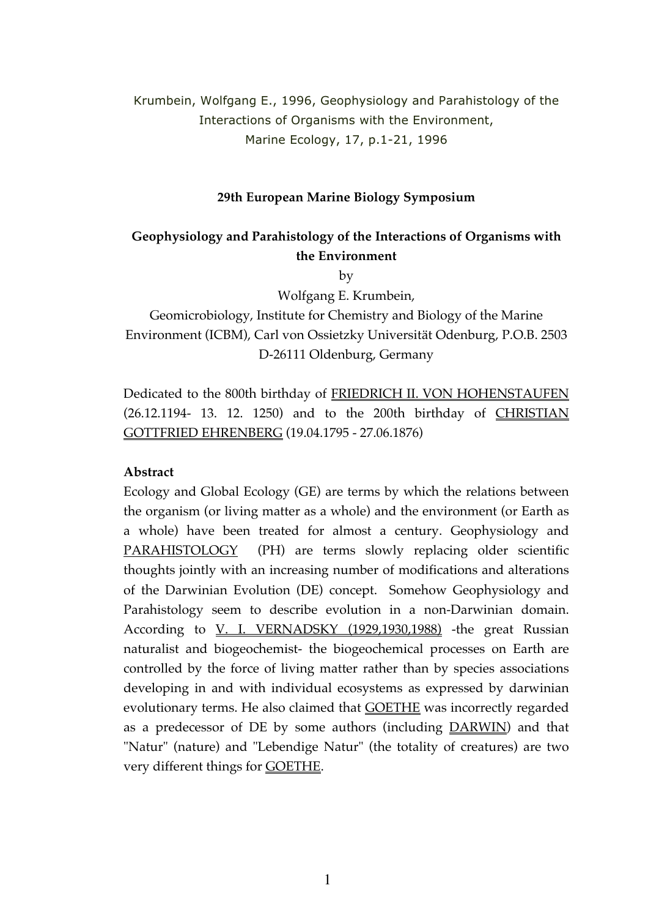Krumbein, Wolfgang E., 1996, Geophysiology and Parahistology of the Interactions of Organisms with the Environment, Marine Ecology, 17, p.1-21, 1996

**29th European Marine Biology Symposium**

# Geophysiology and Parahistology of the Interactions of Organisms with the Environment

by

Wolfgang E. Krumbein,

Geomicrobiology, Institute for Chemistry and Biology of the Marine Environment (ICBM), Carl von Ossietzky Universität Odenburg, P.O.B. 2503 D-26111 Oldenburg, Germany

Dedicated to the 800th birthday of FRIEDRICH II. VON HOHENSTAUFEN (26.12.1194- 13. 12. 1250) and to the 200th birthday of CHRISTIAN GOTTFRIED EHRENBERG (19.04.1795 - 27.06.1876)

**Abstract**

Ecology and Global Ecology (GE) are terms by which the relations between the organism (or living matter as a whole) and the environment (or Earth as a whole) have been treated for almost a century. Geophysiology and PARAHISTOLOGY (PH) are terms slowly replacing older scientific thoughts jointly with an increasing number of modifications and alterations of the Darwinian Evolution (DE) concept. Somehow Geophysiology and Parahistology seem to describe evolution in a non-Darwinian domain. According to V. I. VERNADSKY (1929,1930,1988) -the great Russian naturalist and biogeochemist- the biogeochemical processes on Earth are controlled by the force of living matter rather than by species associations developing in and with individual ecosystems as expressed by darwinian evolutionary terms. He also claimed that GOETHE was incorrectly regarded as a predecessor of DE by some authors (including DARWIN) and that "Natur" (nature) and "Lebendige Natur" (the totality of creatures) are two very different things for GOETHE.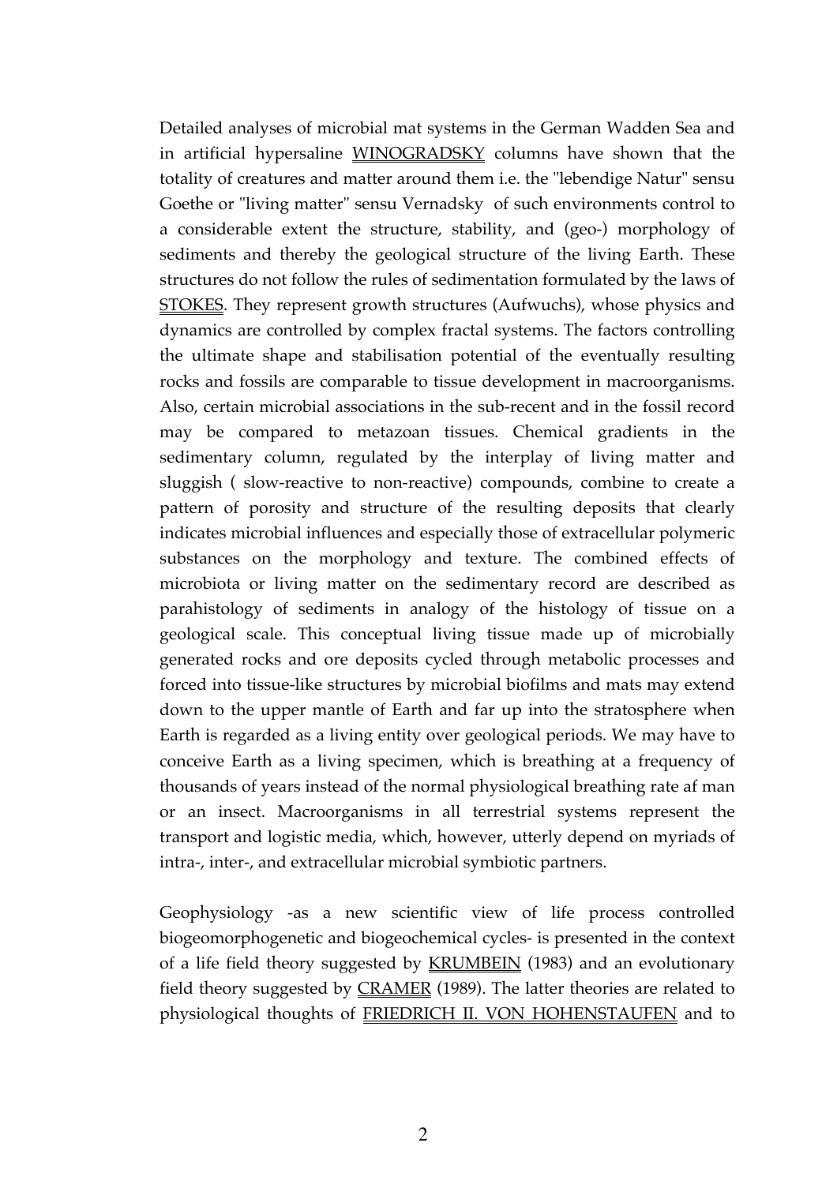Detailed analyses of microbial mat systems in the German Wadden Sea and in artificial hypersaline WINOGRADSKY columns have shown that the totality of creatures and matter around them i.e. the "lebendige Natur" sensu Goethe or "living matter" sensu Vernadsky of such environments control to a considerable extent the structure, stability, and (geo-) morphology of sediments and thereby the geological structure of the living Earth. These structures do not follow the rules of sedimentation formulated by the laws of STOKES. They represent growth structures (Aufwuchs), whose physics and dynamics are controlled by complex fractal systems. The factors controlling the ultimate shape and stabilisation potential of the eventually resulting rocks and fossils are comparable to tissue development in macroorganisms. Also, certain microbial associations in the sub-recent and in the fossil record may be compared to metazoan tissues. Chemical gradients in the sedimentary column, regulated by the interplay of living matter and sluggish ( slow-reactive to non-reactive) compounds, combine to create a pattern of porosity and structure of the resulting deposits that clearly indicates microbial influences and especially those of extracellular polymeric substances on the morphology and texture. The combined effects of microbiota or living matter on the sedimentary record are described as parahistology of sediments in analogy of the histology of tissue on a geological scale. This conceptual living tissue made up of microbially generated rocks and ore deposits cycled through metabolic processes and forced into tissue-like structures by microbial biofilms and mats may extend down to the upper mantle of Earth and far up into the stratosphere when Earth is regarded as a living entity over geological periods. We may have to conceive Earth as a living specimen, which is breathing at a frequency of thousands of years instead of the normal physiological breathing rate af man or an insect. Macroorganisms in all terrestrial systems represent the transport and logistic media, which, however, utterly depend on myriads of intra-, inter-, and extracellular microbial symbiotic partners.

Geophysiology -as a new scientific view of life process controlled biogeomorphogenetic and biogeochemical cycles- is presented in the context of a life field theory suggested by KRUMBEIN (1983) and an evolutionary field theory suggested by CRAMER (1989). The latter theories are related to physiological thoughts of FRIEDRICH II. VON HOHENSTAUFEN and to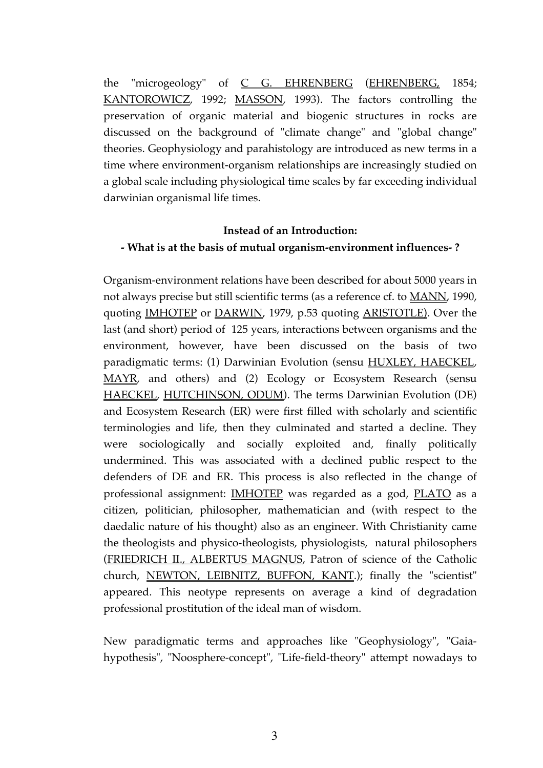the "microgeology" of C G. EHRENBERG (EHRENBERG, 1854; KANTOROWICZ, 1992; MASSON, 1993). The factors controlling the preservation of organic material and biogenic structures in rocks are discussed on the background of "climate change" and "global change" theories. Geophysiology and parahistology are introduced as new terms in a time where environment-organism relationships are increasingly studied on a global scale including physiological time scales by far exceeding individual darwinian organismal life times.

**Instead of an Introduction:**

**- What is at the basis of mutual organism-environment influences- ?**

Organism-environment relations have been described for about 5000 years in not always precise but still scientific terms (as a reference cf. to MANN, 1990, quoting IMHOTEP or DARWIN, 1979, p.53 quoting ARISTOTLE). Over the last (and short) period of 125 years, interactions between organisms and the environment, however, have been discussed on the basis of two paradigmatic terms: (1) Darwinian Evolution (sensu HUXLEY, HAECKEL, MAYR, and others) and (2) Ecology or Ecosystem Research (sensu HAECKEL, HUTCHINSON, ODUM). The terms Darwinian Evolution (DE) and Ecosystem Research (ER) were first filled with scholarly and scientific terminologies and life, then they culminated and started a decline. They were sociologically and socially exploited and, finally politically undermined. This was associated with a declined public respect to the defenders of DE and ER. This process is also reflected in the change of professional assignment: IMHOTEP was regarded as a god, PLATO as a citizen, politician, philosopher, mathematician and (with respect to the daedalic nature of his thought) also as an engineer. With Christianity came the theologists and physico-theologists, physiologists, natural philosophers (FRIEDRICH II., ALBERTUS MAGNUS, Patron of science of the Catholic church, NEWTON, LEIBNITZ, BUFFON, KANT.); finally the "scientist" appeared. This neotype represents on average a kind of degradation professional prostitution of the ideal man of wisdom.

New paradigmatic terms and approaches like "Geophysiology", "Gaia-hypothesis", "Noosphere-concept", "Life-field-theory" attempt nowadays to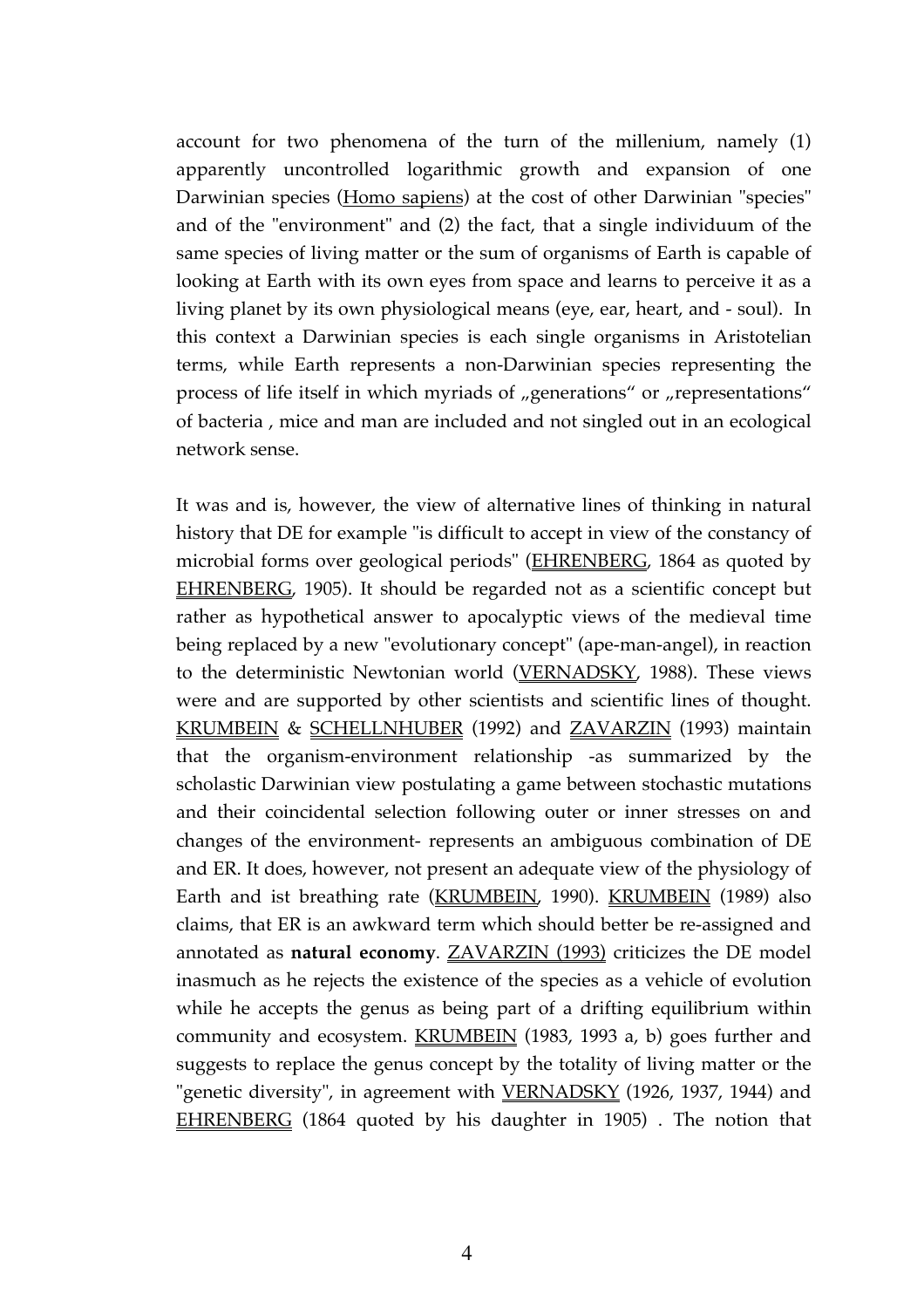account for two phenomena of the turn of the millenium, namely (1) apparently uncontrolled logarithmic growth and expansion of one Darwinian species (Homo sapiens) at the cost of other Darwinian "species" and of the "environment" and (2) the fact, that a single individuum of the same species of living matter or the sum of organisms of Earth is capable of looking at Earth with its own eyes from space and learns to perceive it as a living planet by its own physiological means (eye, ear, heart, and - soul). In this context a Darwinian species is each single organisms in Aristotelian terms, while Earth represents a non-Darwinian species representing the process of life itself in which myriads of „generations“ or „representations“ of bacteria , mice and man are included and not singled out in an ecological network sense.

It was and is, however, the view of alternative lines of thinking in natural history that DE for example "is difficult to accept in view of the constancy of microbial forms over geological periods" (EHRENBERG, 1864 as quoted by EHRENBERG, 1905). It should be regarded not as a scientific concept but rather as hypothetical answer to apocalyptic views of the medieval time being replaced by a new "evolutionary concept" (ape-man-angel), in reaction to the deterministic Newtonian world (VERNADSKY, 1988). These views were and are supported by other scientists and scientific lines of thought. KRUMBEIN & SCHELLNHUBER (1992) and ZAVARZIN (1993) maintain that the organism-environment relationship -as summarized by the scholastic Darwinian view postulating a game between stochastic mutations and their coincidental selection following outer or inner stresses on and changes of the environment- represents an ambiguous combination of DE and ER. It does, however, not present an adequate view of the physiology of Earth and ist breathing rate (KRUMBEIN, 1990). KRUMBEIN (1989) also claims, that ER is an awkward term which should better be re-assigned and annotated as **natural economy**. ZAVARZIN (1993) criticizes the DE model inasmuch as he rejects the existence of the species as a vehicle of evolution while he accepts the genus as being part of a drifting equilibrium within community and ecosystem. KRUMBEIN (1983, 1993 a, b) goes further and suggests to replace the genus concept by the totality of living matter or the "genetic diversity", in agreement with VERNADSKY (1926, 1937, 1944) and EHRENBERG (1864 quoted by his daughter in 1905) . The notion that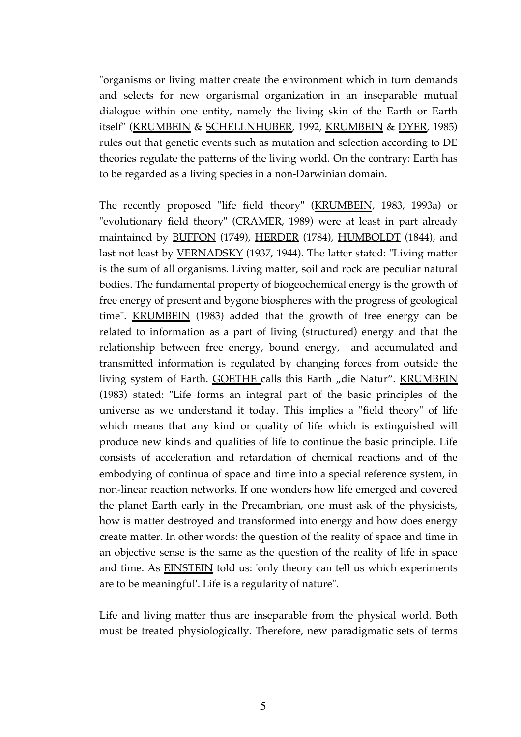"organisms or living matter create the environment which in turn demands and selects for new organismal organization in an inseparable mutual dialogue within one entity, namely the living skin of the Earth or Earth itself" (KRUMBEIN & SCHELLNHUBER, 1992, KRUMBEIN & DYER, 1985) rules out that genetic events such as mutation and selection according to DE theories regulate the patterns of the living world. On the contrary: Earth has to be regarded as a living species in a non-Darwinian domain.

The recently proposed "life field theory" (KRUMBEIN, 1983, 1993a) or "evolutionary field theory" (CRAMER, 1989) were at least in part already maintained by BUFFON (1749), HERDER (1784), HUMBOLDT (1844), and last not least by VERNADSKY (1937, 1944). The latter stated: "Living matter is the sum of all organisms. Living matter, soil and rock are peculiar natural bodies. The fundamental property of biogeochemical energy is the growth of free energy of present and bygone biospheres with the progress of geological time". KRUMBEIN (1983) added that the growth of free energy can be related to information as a part of living (structured) energy and that the relationship between free energy, bound energy, and accumulated and transmitted information is regulated by changing forces from outside the living system of Earth. GOETHE calls this Earth „die Natur". KRUMBEIN (1983) stated: "Life forms an integral part of the basic principles of the universe as we understand it today. This implies a "field theory" of life which means that any kind or quality of life which is extinguished will produce new kinds and qualities of life to continue the basic principle. Life consists of acceleration and retardation of chemical reactions and of the embodying of continua of space and time into a special reference system, in non-linear reaction networks. If one wonders how life emerged and covered the planet Earth early in the Precambrian, one must ask of the physicists, how is matter destroyed and transformed into energy and how does energy create matter. In other words: the question of the reality of space and time in an objective sense is the same as the question of the reality of life in space and time. As EINSTEIN told us: 'only theory can tell us which experiments are to be meaningful'. Life is a regularity of nature".

Life and living matter thus are inseparable from the physical world. Both must be treated physiologically. Therefore, new paradigmatic sets of terms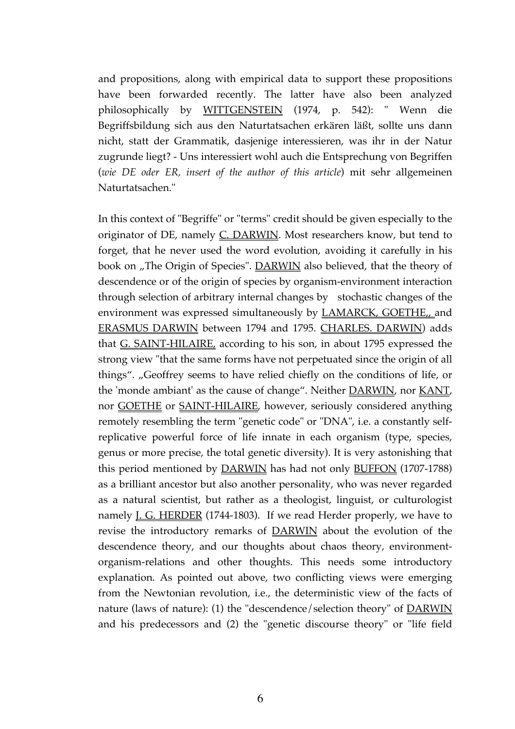and propositions, along with empirical data to support these propositions have been forwarded recently. The latter have also been analyzed philosophically by WITTGENSTEIN (1974, p. 542): " Wenn die Begriffsbildung sich aus den Naturtatsachen erkären läßt, sollte uns dann nicht, statt der Grammatik, dasjenige interessieren, was ihr in der Natur zugrunde liegt? - Uns interessiert wohl auch die Entsprechung von Begriffen (*wie DE oder ER, insert of the author of this article*) mit sehr allgemeinen Naturtatsachen."

In this context of "Begriffe" or "terms" credit should be given especially to the originator of DE, namely C. DARWIN. Most researchers know, but tend to forget, that he never used the word evolution, avoiding it carefully in his book on „The Origin of Species". DARWIN also believed, that the theory of descendence or of the origin of species by organism-environment interaction through selection of arbitrary internal changes by stochastic changes of the environment was expressed simultaneously by LAMARCK, GOETHE,, and ERASMUS DARWIN between 1794 and 1795. CHARLES. DARWIN) adds that G. SAINT-HILAIRE, according to his son, in about 1795 expressed the strong view "that the same forms have not perpetuated since the origin of all things". „Geoffrey seems to have relied chiefly on the conditions of life, or the 'monde ambiant' as the cause of change". Neither DARWIN, nor KANT, nor GOETHE or SAINT-HILAIRE, however, seriously considered anything remotely resembling the term "genetic code" or "DNA", i.e. a constantly self-replicative powerful force of life innate in each organism (type, species, genus or more precise, the total genetic diversity). It is very astonishing that this period mentioned by DARWIN has had not only BUFFON (1707-1788) as a brilliant ancestor but also another personality, who was never regarded as a natural scientist, but rather as a theologist, linguist, or culturologist namely J. G. HERDER (1744-1803). If we read Herder properly, we have to revise the introductory remarks of DARWIN about the evolution of the descendence theory, and our thoughts about chaos theory, environment-organism-relations and other thoughts. This needs some introductory explanation. As pointed out above, two conflicting views were emerging from the Newtonian revolution, i.e., the deterministic view of the facts of nature (laws of nature): (1) the "descendence/selection theory" of DARWIN and his predecessors and (2) the "genetic discourse theory" or "life field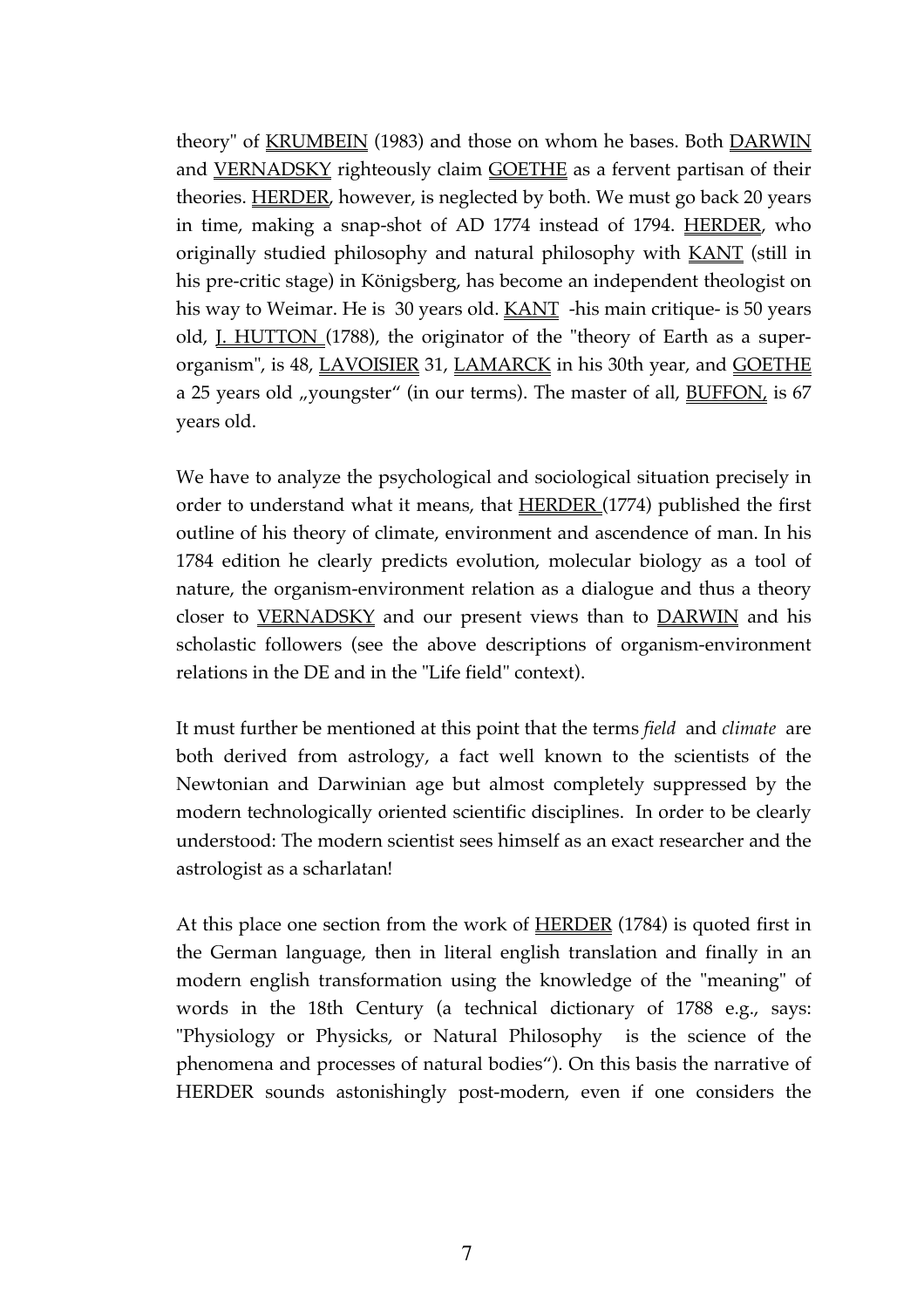theory" of KRUMBEIN (1983) and those on whom he bases. Both DARWIN and VERNADSKY righteously claim GOETHE as a fervent partisan of their theories. HERDER, however, is neglected by both. We must go back 20 years in time, making a snap-shot of AD 1774 instead of 1794. HERDER, who originally studied philosophy and natural philosophy with KANT (still in his pre-critic stage) in Königsberg, has become an independent theologist on his way to Weimar. He is 30 years old. KANT -his main critique- is 50 years old, J. HUTTON (1788), the originator of the "theory of Earth as a super-organism", is 48, LAVOISIER 31, LAMARCK in his 30th year, and GOETHE a 25 years old „youngster" (in our terms). The master of all, BUFFON, is 67 years old.

We have to analyze the psychological and sociological situation precisely in order to understand what it means, that HERDER (1774) published the first outline of his theory of climate, environment and ascendence of man. In his 1784 edition he clearly predicts evolution, molecular biology as a tool of nature, the organism-environment relation as a dialogue and thus a theory closer to VERNADSKY and our present views than to DARWIN and his scholastic followers (see the above descriptions of organism-environment relations in the DE and in the "Life field" context).

It must further be mentioned at this point that the terms *field* and *climate* are both derived from astrology, a fact well known to the scientists of the Newtonian and Darwinian age but almost completely suppressed by the modern technologically oriented scientific disciplines. In order to be clearly understood: The modern scientist sees himself as an exact researcher and the astrologist as a scharlatan!

At this place one section from the work of HERDER (1784) is quoted first in the German language, then in literal english translation and finally in an modern english transformation using the knowledge of the "meaning" of words in the 18th Century (a technical dictionary of 1788 e.g., says: "Physiology or Physicks, or Natural Philosophy is the science of the phenomena and processes of natural bodies"). On this basis the narrative of HERDER sounds astonishingly post-modern, even if one considers the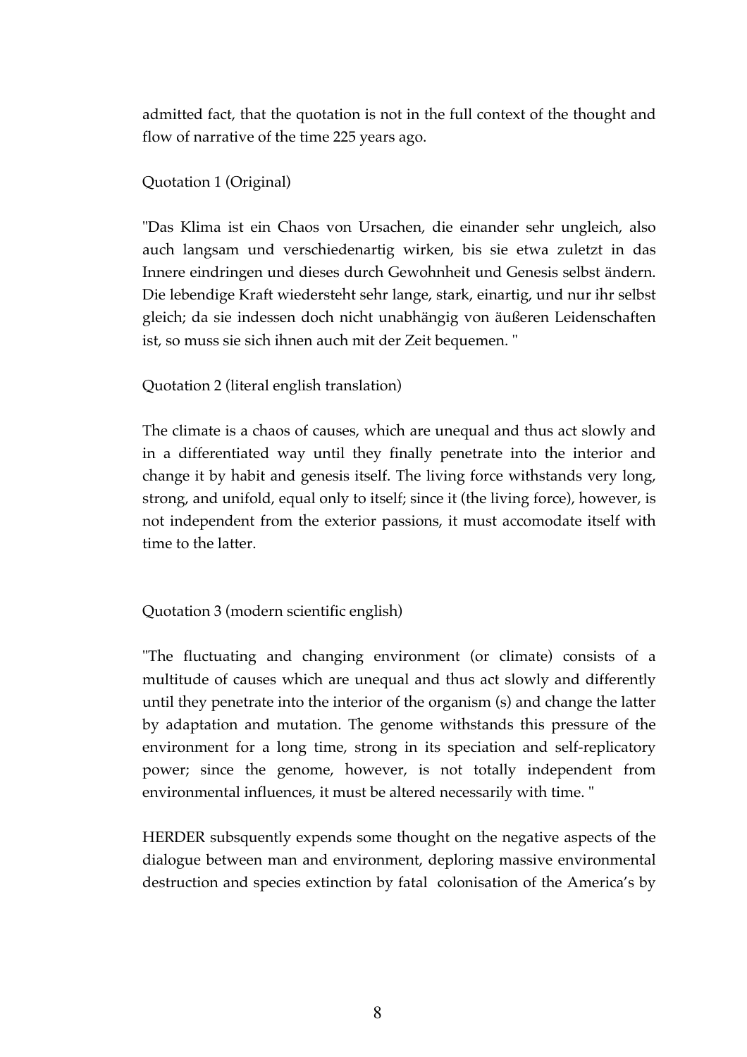admitted fact, that the quotation is not in the full context of the thought and flow of narrative of the time 225 years ago.

Quotation 1 (Original)

"Das Klima ist ein Chaos von Ursachen, die einander sehr ungleich, also auch langsam und verschiedenartig wirken, bis sie etwa zuletzt in das Innere eindringen und dieses durch Gewohnheit und Genesis selbst ändern. Die lebendige Kraft wiedersteht sehr lange, stark, einartig, und nur ihr selbst gleich; da sie indessen doch nicht unabhängig von äußeren Leidenschaften ist, so muss sie sich ihnen auch mit der Zeit bequemen. "

Quotation 2 (literal english translation)

The climate is a chaos of causes, which are unequal and thus act slowly and in a differentiated way until they finally penetrate into the interior and change it by habit and genesis itself. The living force withstands very long, strong, and unifold, equal only to itself; since it (the living force), however, is not independent from the exterior passions, it must accomodate itself with time to the latter.

Quotation 3 (modern scientific english)

"The fluctuating and changing environment (or climate) consists of a multitude of causes which are unequal and thus act slowly and differently until they penetrate into the interior of the organism (s) and change the latter by adaptation and mutation. The genome withstands this pressure of the environment for a long time, strong in its speciation and self-replicatory power; since the genome, however, is not totally independent from environmental influences, it must be altered necessarily with time. "

HERDER subsequently expends some thought on the negative aspects of the dialogue between man and environment, deploring massive environmental destruction and species extinction by fatal colonisation of the America's by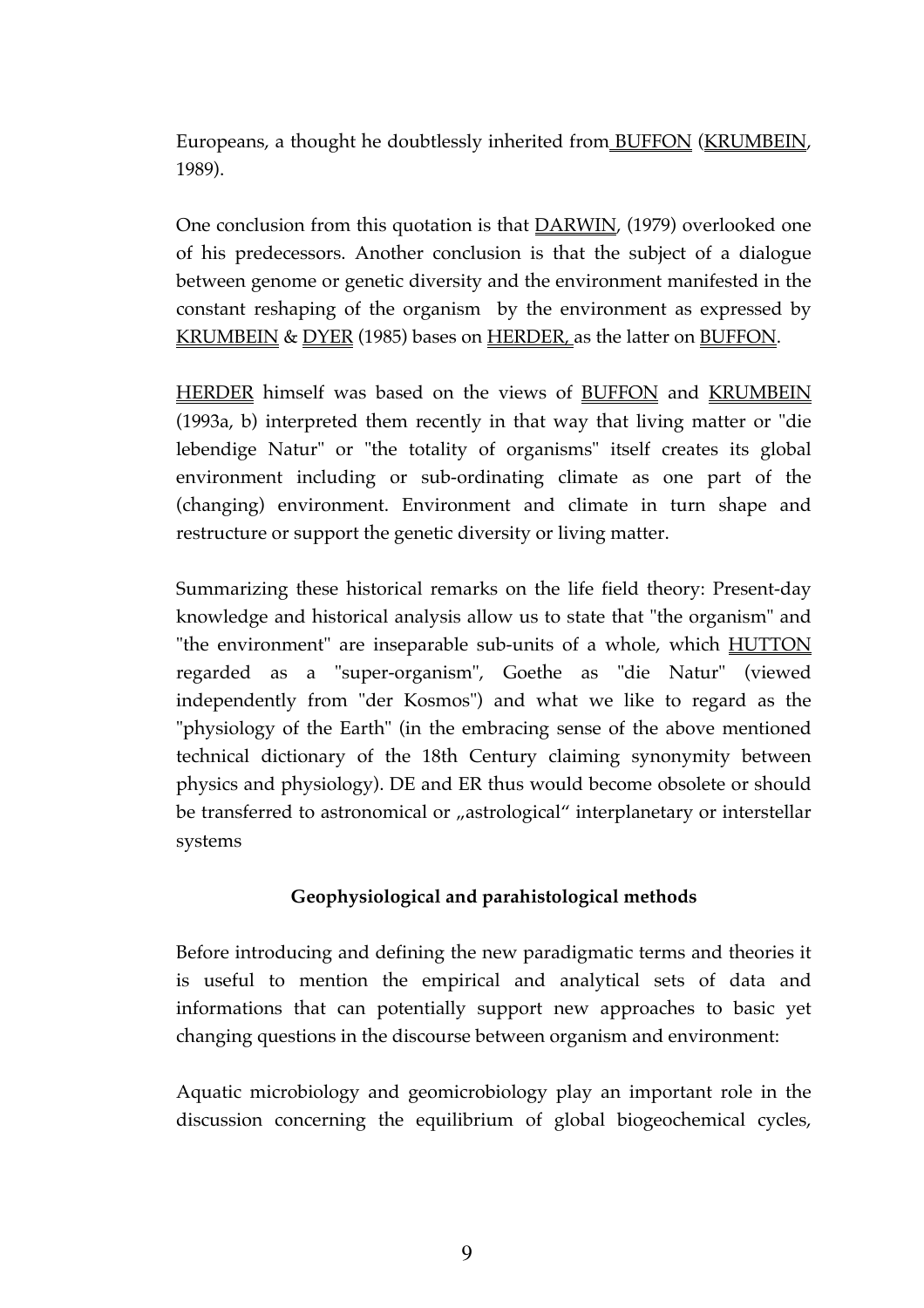Europeans, a thought he doubtlessly inherited from BUFFON (KRUMBEIN, 1989).

One conclusion from this quotation is that DARWIN, (1979) overlooked one of his predecessors. Another conclusion is that the subject of a dialogue between genome or genetic diversity and the environment manifested in the constant reshaping of the organism by the environment as expressed by KRUMBEIN & DYER (1985) bases on HERDER, as the latter on BUFFON.

HERDER himself was based on the views of BUFFON and KRUMBEIN (1993a, b) interpreted them recently in that way that living matter or "die lebendige Natur" or "the totality of organisms" itself creates its global environment including or sub-ordinating climate as one part of the (changing) environment. Environment and climate in turn shape and restructure or support the genetic diversity or living matter.

Summarizing these historical remarks on the life field theory: Present-day knowledge and historical analysis allow us to state that "the organism" and "the environment" are inseparable sub-units of a whole, which HUTTON regarded as a "super-organism", Goethe as "die Natur" (viewed independently from "der Kosmos") and what we like to regard as the "physiology of the Earth" (in the embracing sense of the above mentioned technical dictionary of the 18th Century claiming synonymity between physics and physiology). DE and ER thus would become obsolete or should be transferred to astronomical or „astrological" interplanetary or interstellar systems

## Geophysiological and parahistological methods

Before introducing and defining the new paradigmatic terms and theories it is useful to mention the empirical and analytical sets of data and informations that can potentially support new approaches to basic yet changing questions in the discourse between organism and environment:

Aquatic microbiology and geomicrobiology play an important role in the discussion concerning the equilibrium of global biogeochemical cycles,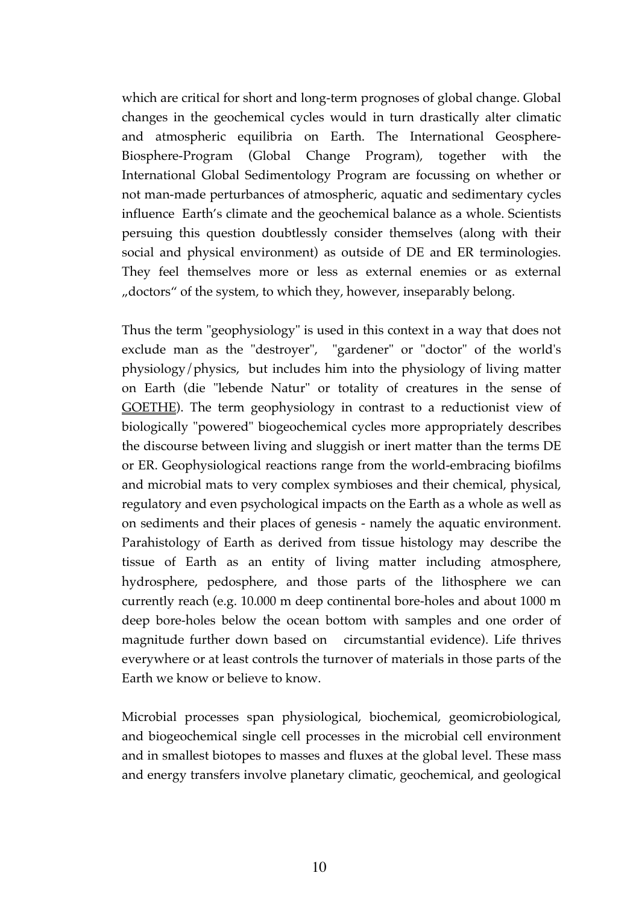which are critical for short and long-term prognoses of global change. Global changes in the geochemical cycles would in turn drastically alter climatic and atmospheric equilibria on Earth. The International Geosphere-Biosphere-Program (Global Change Program), together with the International Global Sedimentology Program are focussing on whether or not man-made perturbances of atmospheric, aquatic and sedimentary cycles influence Earth's climate and the geochemical balance as a whole. Scientists persuing this question doubtlessly consider themselves (along with their social and physical environment) as outside of DE and ER terminologies. They feel themselves more or less as external enemies or as external „doctors" of the system, to which they, however, inseparably belong.

Thus the term "geophysiology" is used in this context in a way that does not exclude man as the "destroyer", "gardener" or "doctor" of the world's physiology/physics, but includes him into the physiology of living matter on Earth (die "lebende Natur" or totality of creatures in the sense of GOETHE). The term geophysiology in contrast to a reductionist view of biologically "powered" biogeochemical cycles more appropriately describes the discourse between living and sluggish or inert matter than the terms DE or ER. Geophysiological reactions range from the world-embracing biofilms and microbial mats to very complex symbioses and their chemical, physical, regulatory and even psychological impacts on the Earth as a whole as well as on sediments and their places of genesis - namely the aquatic environment. Parahistology of Earth as derived from tissue histology may describe the tissue of Earth as an entity of living matter including atmosphere, hydrosphere, pedosphere, and those parts of the lithosphere we can currently reach (e.g. 10.000 m deep continental bore-holes and about 1000 m deep bore-holes below the ocean bottom with samples and one order of magnitude further down based on circumstantial evidence). Life thrives everywhere or at least controls the turnover of materials in those parts of the Earth we know or believe to know.

Microbial processes span physiological, biochemical, geomicrobiological, and biogeochemical single cell processes in the microbial cell environment and in smallest biotopes to masses and fluxes at the global level. These mass and energy transfers involve planetary climatic, geochemical, and geological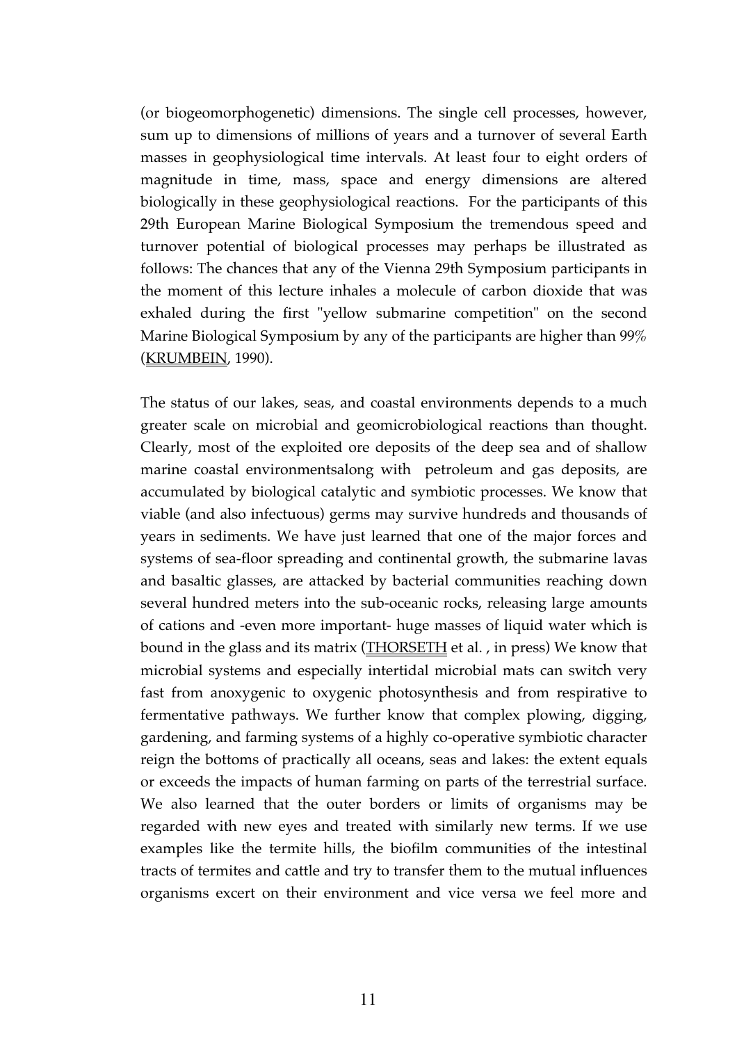(or biogeomorphogenetic) dimensions. The single cell processes, however, sum up to dimensions of millions of years and a turnover of several Earth masses in geophysiological time intervals. At least four to eight orders of magnitude in time, mass, space and energy dimensions are altered biologically in these geophysiological reactions. For the participants of this 29th European Marine Biological Symposium the tremendous speed and turnover potential of biological processes may perhaps be illustrated as follows: The chances that any of the Vienna 29th Symposium participants in the moment of this lecture inhales a molecule of carbon dioxide that was exhaled during the first "yellow submarine competition" on the second Marine Biological Symposium by any of the participants are higher than 99% (KRUMBEIN, 1990).

The status of our lakes, seas, and coastal environments depends to a much greater scale on microbial and geomicrobiological reactions than thought. Clearly, most of the exploited ore deposits of the deep sea and of shallow marine coastal environmentsalong with petroleum and gas deposits, are accumulated by biological catalytic and symbiotic processes. We know that viable (and also infectuous) germs may survive hundreds and thousands of years in sediments. We have just learned that one of the major forces and systems of sea-floor spreading and continental growth, the submarine lavas and basaltic glasses, are attacked by bacterial communities reaching down several hundred meters into the sub-oceanic rocks, releasing large amounts of cations and -even more important- huge masses of liquid water which is bound in the glass and its matrix (THORSETH et al. , in press) We know that microbial systems and especially intertidal microbial mats can switch very fast from anoxygenic to oxygenic photosynthesis and from respirative to fermentative pathways. We further know that complex plowing, digging, gardening, and farming systems of a highly co-operative symbiotic character reign the bottoms of practically all oceans, seas and lakes: the extent equals or exceeds the impacts of human farming on parts of the terrestrial surface. We also learned that the outer borders or limits of organisms may be regarded with new eyes and treated with similarly new terms. If we use examples like the termite hills, the biofilm communities of the intestinal tracts of termites and cattle and try to transfer them to the mutual influences organisms excert on their environment and vice versa we feel more and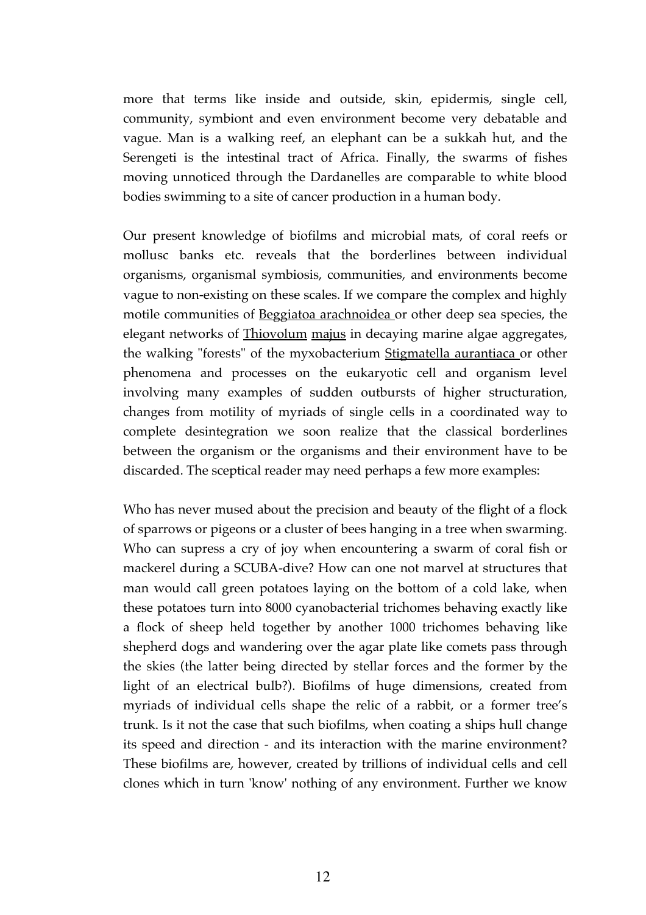more that terms like inside and outside, skin, epidermis, single cell, community, symbiont and even environment become very debatable and vague. Man is a walking reef, an elephant can be a sukkah hut, and the Serengeti is the intestinal tract of Africa. Finally, the swarms of fishes moving unnoticed through the Dardanelles are comparable to white blood bodies swimming to a site of cancer production in a human body.

Our present knowledge of biofilms and microbial mats, of coral reefs or mollusc banks etc. reveals that the borderlines between individual organisms, organismal symbiosis, communities, and environments become vague to non-existing on these scales. If we compare the complex and highly motile communities of <u>Beggiatoa arachnoidea</u> or other deep sea species, the elegant networks of <u>Thiovolum</u> <u>majus</u> in decaying marine algae aggregates, the walking "forests" of the myxobacterium <u>Stigmatella aurantiaca</u> or other phenomena and processes on the eukaryotic cell and organism level involving many examples of sudden outbursts of higher structuration, changes from motility of myriads of single cells in a coordinated way to complete desintegration we soon realize that the classical borderlines between the organism or the organisms and their environment have to be discarded. The sceptical reader may need perhaps a few more examples:

Who has never mused about the precision and beauty of the flight of a flock of sparrows or pigeons or a cluster of bees hanging in a tree when swarming. Who can supress a cry of joy when encountering a swarm of coral fish or mackerel during a SCUBA-dive? How can one not marvel at structures that man would call green potatoes laying on the bottom of a cold lake, when these potatoes turn into 8000 cyanobacterial trichomes behaving exactly like a flock of sheep held together by another 1000 trichomes behaving like shepherd dogs and wandering over the agar plate like comets pass through the skies (the latter being directed by stellar forces and the former by the light of an electrical bulb?). Biofilms of huge dimensions, created from myriads of individual cells shape the relic of a rabbit, or a former tree's trunk. Is it not the case that such biofilms, when coating a ships hull change its speed and direction - and its interaction with the marine environment? These biofilms are, however, created by trillions of individual cells and cell clones which in turn 'know' nothing of any environment. Further we know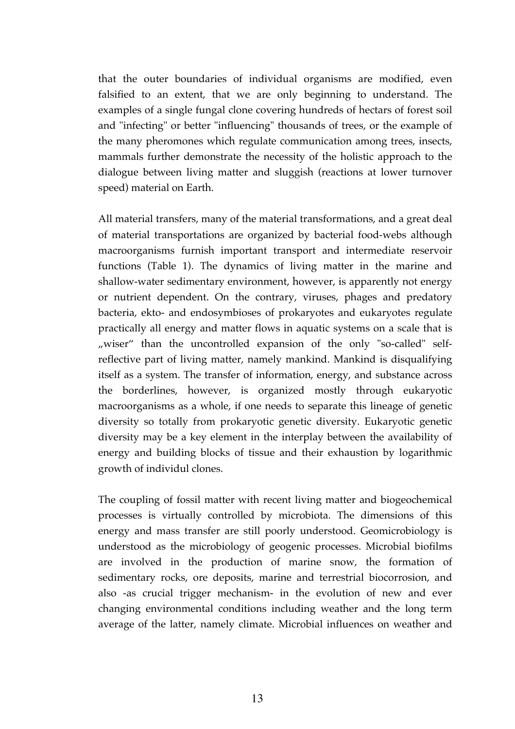that the outer boundaries of individual organisms are modified, even falsified to an extent, that we are only beginning to understand. The examples of a single fungal clone covering hundreds of hectars of forest soil and "infecting" or better "influencing" thousands of trees, or the example of the many pheromones which regulate communication among trees, insects, mammals further demonstrate the necessity of the holistic approach to the dialogue between living matter and sluggish (reactions at lower turnover speed) material on Earth.

All material transfers, many of the material transformations, and a great deal of material transportations are organized by bacterial food-webs although macroorganisms furnish important transport and intermediate reservoir functions (Table 1). The dynamics of living matter in the marine and shallow-water sedimentary environment, however, is apparently not energy or nutrient dependent. On the contrary, viruses, phages and predatory bacteria, ekto- and endosymbioses of prokaryotes and eukaryotes regulate practically all energy and matter flows in aquatic systems on a scale that is „wiser“ than the uncontrolled expansion of the only "so-called" self-reflective part of living matter, namely mankind. Mankind is disqualifying itself as a system. The transfer of information, energy, and substance across the borderlines, however, is organized mostly through eukaryotic macroorganisms as a whole, if one needs to separate this lineage of genetic diversity so totally from prokaryotic genetic diversity. Eukaryotic genetic diversity may be a key element in the interplay between the availability of energy and building blocks of tissue and their exhaustion by logarithmic growth of individul clones.

The coupling of fossil matter with recent living matter and biogeochemical processes is virtually controlled by microbiota. The dimensions of this energy and mass transfer are still poorly understood. Geomicrobiology is understood as the microbiology of geogenic processes. Microbial biofilms are involved in the production of marine snow, the formation of sedimentary rocks, ore deposits, marine and terrestrial biocorrosion, and also -as crucial trigger mechanism- in the evolution of new and ever changing environmental conditions including weather and the long term average of the latter, namely climate. Microbial influences on weather and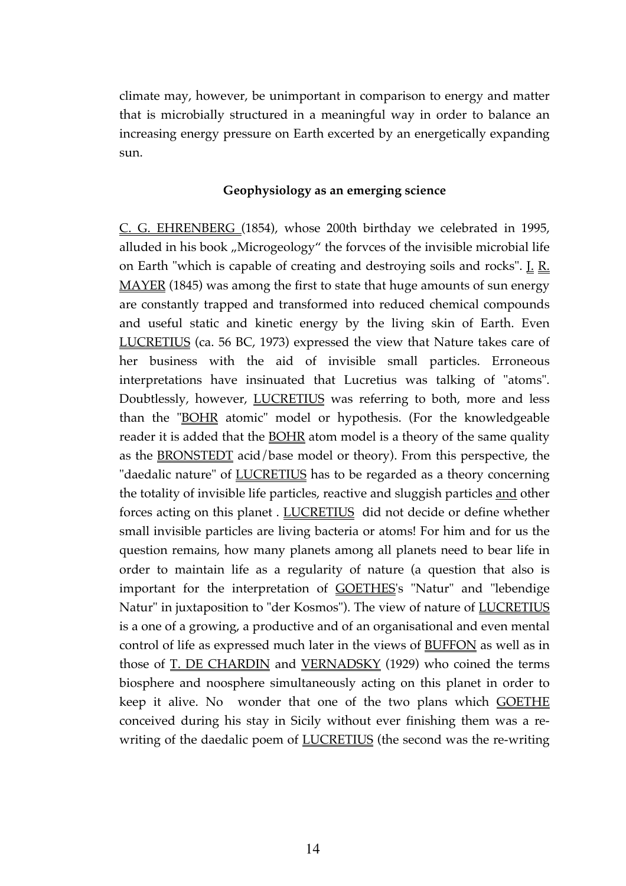climate may, however, be unimportant in comparison to energy and matter that is microbially structured in a meaningful way in order to balance an increasing energy pressure on Earth excerted by an energetically expanding sun.

### Geophysiology as an emerging science

C. G. EHRENBERG (1854), whose 200th birthday we celebrated in 1995, alluded in his book „Microgeology" the forvces of the invisible microbial life on Earth "which is capable of creating and destroying soils and rocks". I. R. MAYER (1845) was among the first to state that huge amounts of sun energy are constantly trapped and transformed into reduced chemical compounds and useful static and kinetic energy by the living skin of Earth. Even LUCRETIUS (ca. 56 BC, 1973) expressed the view that Nature takes care of her business with the aid of invisible small particles. Erroneous interpretations have insinuated that Lucretius was talking of "atoms". Doubtlessly, however, LUCRETIUS was referring to both, more and less than the "BOHR atomic" model or hypothesis. (For the knowledgeable reader it is added that the BOHR atom model is a theory of the same quality as the BRONSTEDT acid/base model or theory). From this perspective, the "daedalic nature" of LUCRETIUS has to be regarded as a theory concerning the totality of invisible life particles, reactive and sluggish particles and other forces acting on this planet . LUCRETIUS did not decide or define whether small invisible particles are living bacteria or atoms! For him and for us the question remains, how many planets among all planets need to bear life in order to maintain life as a regularity of nature (a question that also is important for the interpretation of GOETHES's "Natur" and "lebendige Natur" in juxtaposition to "der Kosmos"). The view of nature of LUCRETIUS is a one of a growing, a productive and of an organisational and even mental control of life as expressed much later in the views of BUFFON as well as in those of T. DE CHARDIN and VERNADSKY (1929) who coined the terms biosphere and noosphere simultaneously acting on this planet in order to keep it alive. No wonder that one of the two plans which GOETHE conceived during his stay in Sicily without ever finishing them was a re-writing of the daedalic poem of LUCRETIUS (the second was the re-writing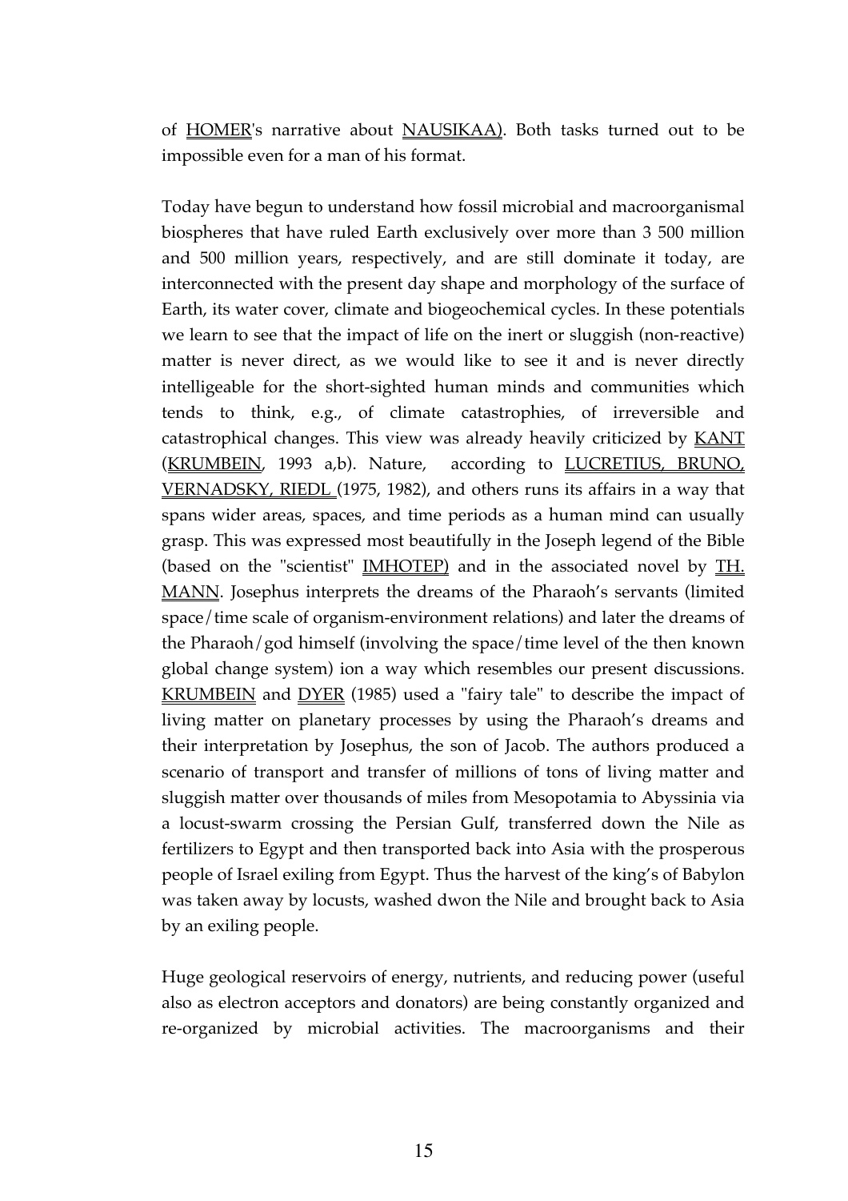of HOMER's narrative about NAUSIKAA). Both tasks turned out to be impossible even for a man of his format.

Today have begun to understand how fossil microbial and macroorganismal biospheres that have ruled Earth exclusively over more than 3 500 million and 500 million years, respectively, and are still dominate it today, are interconnected with the present day shape and morphology of the surface of Earth, its water cover, climate and biogeochemical cycles. In these potentials we learn to see that the impact of life on the inert or sluggish (non-reactive) matter is never direct, as we would like to see it and is never directly intelligeable for the short-sighted human minds and communities which tends to think, e.g., of climate catastrophies, of irreversible and catastrophical changes. This view was already heavily criticized by KANT (KRUMBEIN, 1993 a,b). Nature, according to LUCRETIUS, BRUNO, VERNADSKY, RIEDL (1975, 1982), and others runs its affairs in a way that spans wider areas, spaces, and time periods as a human mind can usually grasp. This was expressed most beautifully in the Joseph legend of the Bible (based on the "scientist" IMHOTEP) and in the associated novel by TH. MANN. Josephus interprets the dreams of the Pharaoh's servants (limited space/time scale of organism-environment relations) and later the dreams of the Pharaoh/god himself (involving the space/time level of the then known global change system) ion a way which resembles our present discussions. KRUMBEIN and DYER (1985) used a "fairy tale" to describe the impact of living matter on planetary processes by using the Pharaoh's dreams and their interpretation by Josephus, the son of Jacob. The authors produced a scenario of transport and transfer of millions of tons of living matter and sluggish matter over thousands of miles from Mesopotamia to Abyssinia via a locust-swarm crossing the Persian Gulf, transferred down the Nile as fertilizers to Egypt and then transported back into Asia with the prosperous people of Israel exiling from Egypt. Thus the harvest of the king's of Babylon was taken away by locusts, washed dwon the Nile and brought back to Asia by an exiling people.

Huge geological reservoirs of energy, nutrients, and reducing power (useful also as electron acceptors and donators) are being constantly organized and re-organized by microbial activities. The macroorganisms and their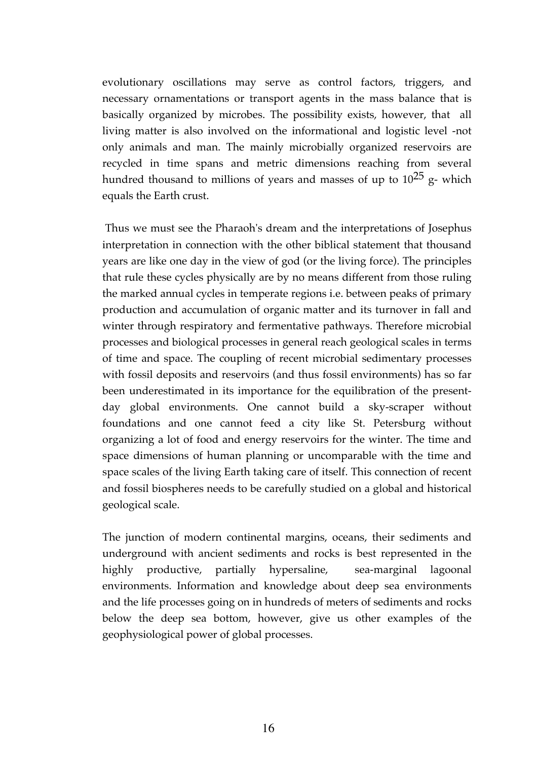evolutionary oscillations may serve as control factors, triggers, and necessary ornamentations or transport agents in the mass balance that is basically organized by microbes. The possibility exists, however, that all living matter is also involved on the informational and logistic level -not only animals and man. The mainly microbially organized reservoirs are recycled in time spans and metric dimensions reaching from several hundred thousand to millions of years and masses of up to $10^{25}$ g- which equals the Earth crust.

Thus we must see the Pharaoh's dream and the interpretations of Josephus interpretation in connection with the other biblical statement that thousand years are like one day in the view of god (or the living force). The principles that rule these cycles physically are by no means different from those ruling the marked annual cycles in temperate regions i.e. between peaks of primary production and accumulation of organic matter and its turnover in fall and winter through respiratory and fermentative pathways. Therefore microbial processes and biological processes in general reach geological scales in terms of time and space. The coupling of recent microbial sedimentary processes with fossil deposits and reservoirs (and thus fossil environments) has so far been underestimated in its importance for the equilibration of the present-day global environments. One cannot build a sky-scraper without foundations and one cannot feed a city like St. Petersburg without organizing a lot of food and energy reservoirs for the winter. The time and space dimensions of human planning or uncomparable with the time and space scales of the living Earth taking care of itself. This connection of recent and fossil biospheres needs to be carefully studied on a global and historical geological scale.

The junction of modern continental margins, oceans, their sediments and underground with ancient sediments and rocks is best represented in the highly productive, partially hypersaline, sea-marginal lagoonal environments. Information and knowledge about deep sea environments and the life processes going on in hundreds of meters of sediments and rocks below the deep sea bottom, however, give us other examples of the geophysiological power of global processes.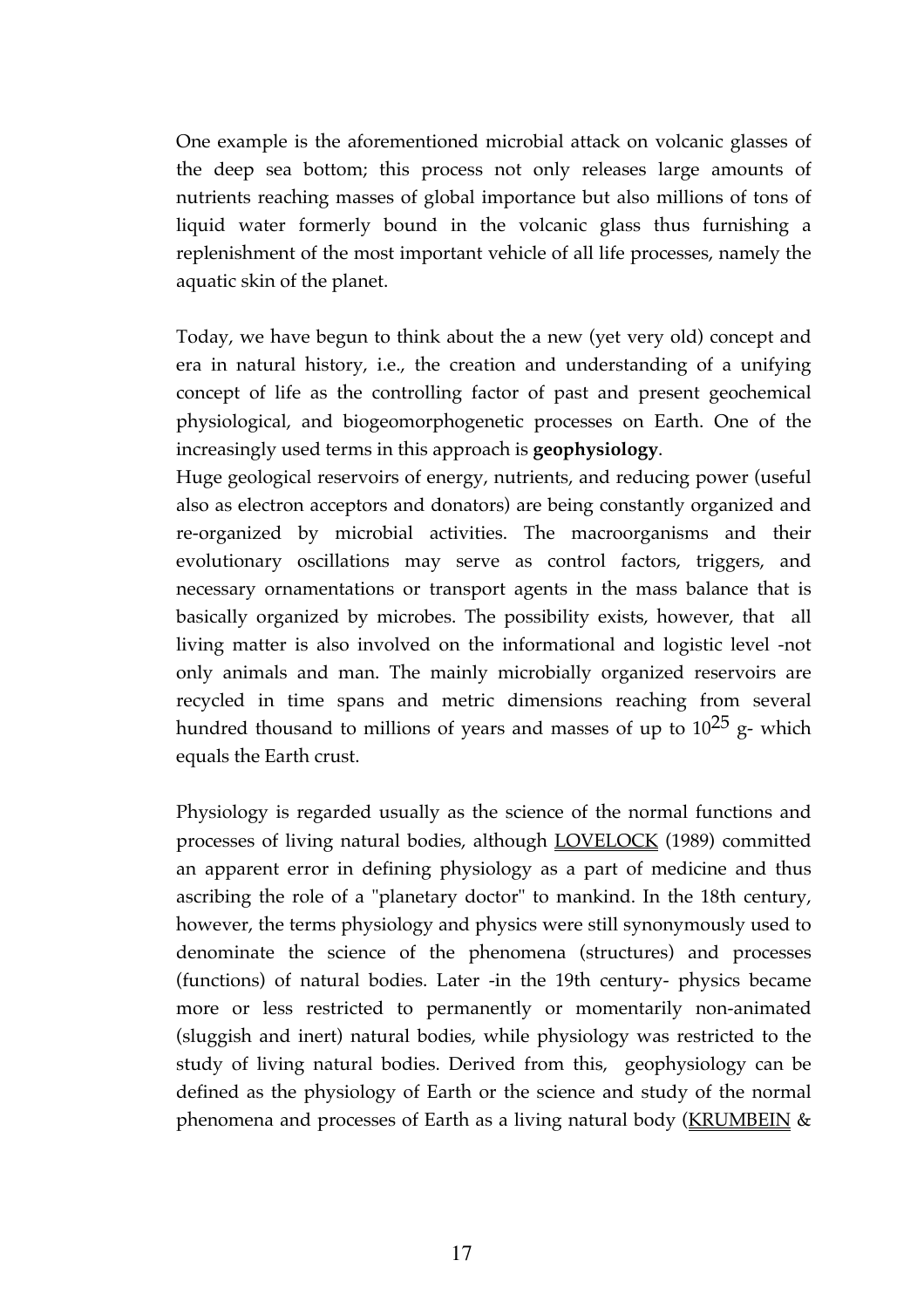One example is the aforementioned microbial attack on volcanic glasses of the deep sea bottom; this process not only releases large amounts of nutrients reaching masses of global importance but also millions of tons of liquid water formerly bound in the volcanic glass thus furnishing a replenishment of the most important vehicle of all life processes, namely the aquatic skin of the planet.

Today, we have begun to think about the a new (yet very old) concept and era in natural history, i.e., the creation and understanding of a unifying concept of life as the controlling factor of past and present geochemical physiological, and biogeomorphogenetic processes on Earth. One of the increasingly used terms in this approach is **geophysiology**.
Huge geological reservoirs of energy, nutrients, and reducing power (useful also as electron acceptors and donators) are being constantly organized and re-organized by microbial activities. The macroorganisms and their evolutionary oscillations may serve as control factors, triggers, and necessary ornamentations or transport agents in the mass balance that is basically organized by microbes. The possibility exists, however, that all living matter is also involved on the informational and logistic level -not only animals and man. The mainly microbially organized reservoirs are recycled in time spans and metric dimensions reaching from several hundred thousand to millions of years and masses of up to $10^{25}$ g- which equals the Earth crust.

Physiology is regarded usually as the science of the normal functions and processes of living natural bodies, although LOVELOCK (1989) committed an apparent error in defining physiology as a part of medicine and thus ascribing the role of a "planetary doctor" to mankind. In the 18th century, however, the terms physiology and physics were still synonymously used to denominate the science of the phenomena (structures) and processes (functions) of natural bodies. Later -in the 19th century- physics became more or less restricted to permanently or momentarily non-animated (sluggish and inert) natural bodies, while physiology was restricted to the study of living natural bodies. Derived from this, geophysiology can be defined as the physiology of Earth or the science and study of the normal phenomena and processes of Earth as a living natural body (KRUMBEIN &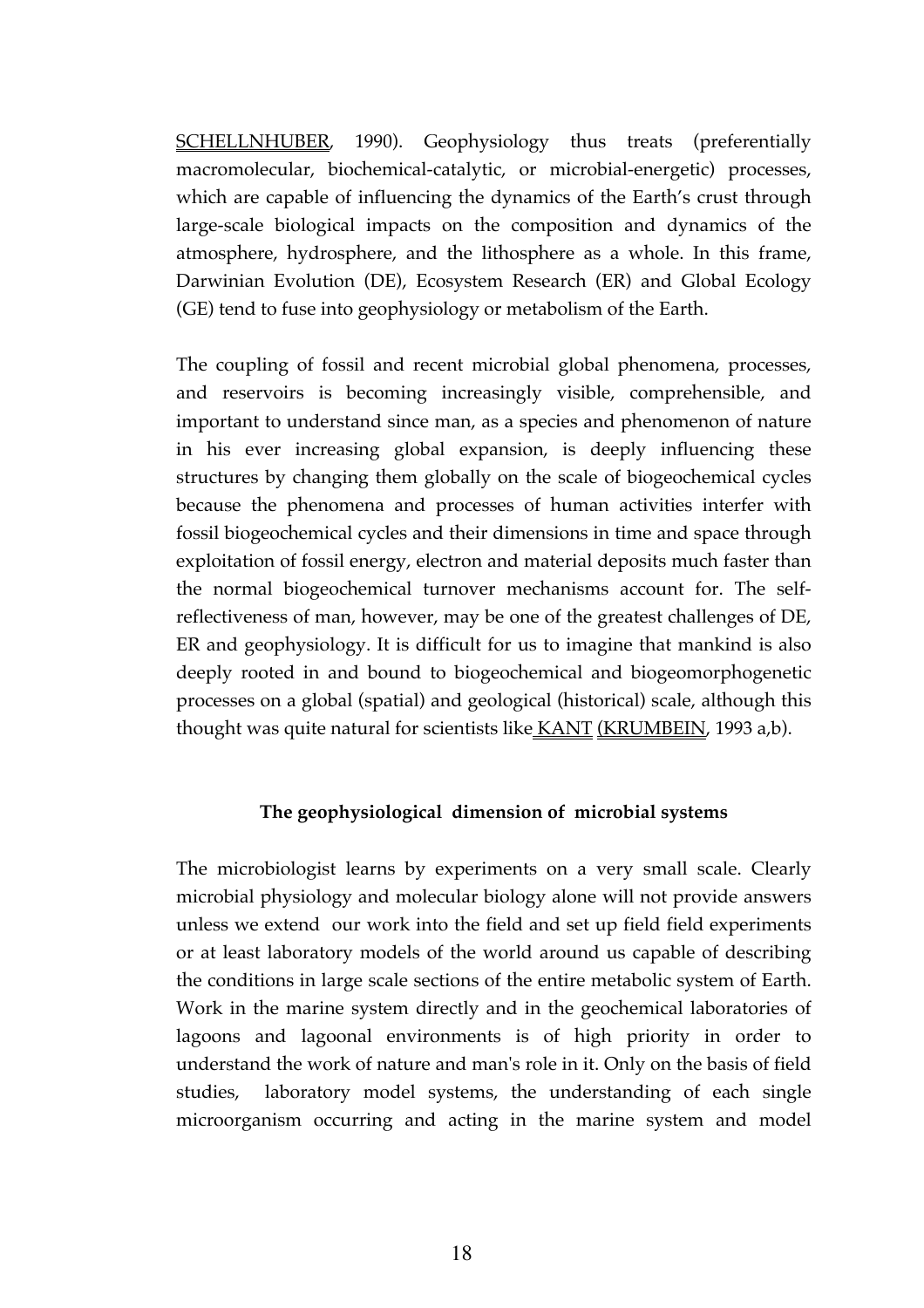SCHELLNHUBER, 1990). Geophysiology thus treats (preferentially macromolecular, biochemical-catalytic, or microbial-energetic) processes, which are capable of influencing the dynamics of the Earth's crust through large-scale biological impacts on the composition and dynamics of the atmosphere, hydrosphere, and the lithosphere as a whole. In this frame, Darwinian Evolution (DE), Ecosystem Research (ER) and Global Ecology (GE) tend to fuse into geophysiology or metabolism of the Earth.

The coupling of fossil and recent microbial global phenomena, processes, and reservoirs is becoming increasingly visible, comprehensible, and important to understand since man, as a species and phenomenon of nature in his ever increasing global expansion, is deeply influencing these structures by changing them globally on the scale of biogeochemical cycles because the phenomena and processes of human activities interfer with fossil biogeochemical cycles and their dimensions in time and space through exploitation of fossil energy, electron and material deposits much faster than the normal biogeochemical turnover mechanisms account for. The self-reflectiveness of man, however, may be one of the greatest challenges of DE, ER and geophysiology. It is difficult for us to imagine that mankind is also deeply rooted in and bound to biogeochemical and biogeomorphogenetic processes on a global (spatial) and geological (historical) scale, although this thought was quite natural for scientists like KANT (KRUMBEIN, 1993 a,b).

### The geophysiological dimension of microbial systems

The microbiologist learns by experiments on a very small scale. Clearly microbial physiology and molecular biology alone will not provide answers unless we extend our work into the field and set up field field experiments or at least laboratory models of the world around us capable of describing the conditions in large scale sections of the entire metabolic system of Earth. Work in the marine system directly and in the geochemical laboratories of lagoons and lagoonal environments is of high priority in order to understand the work of nature and man's role in it. Only on the basis of field studies, laboratory model systems, the understanding of each single microorganism occurring and acting in the marine system and model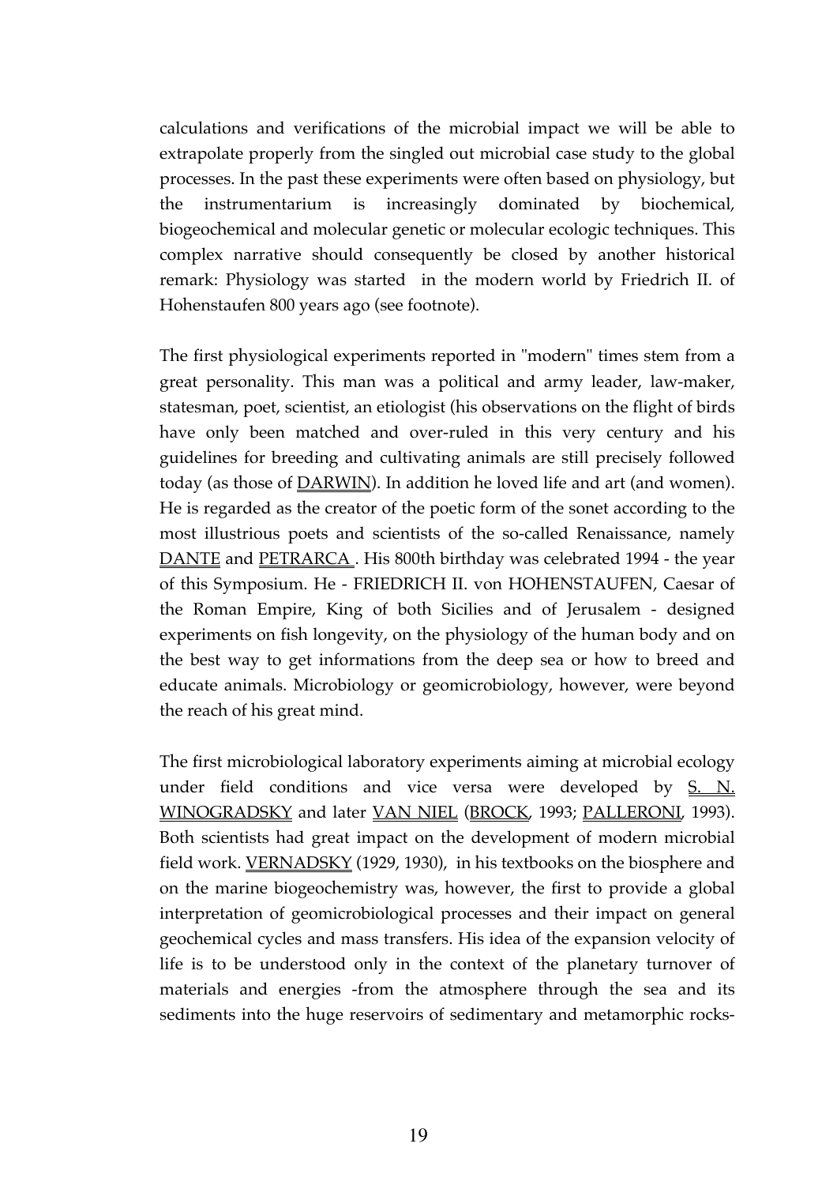calculations and verifications of the microbial impact we will be able to extrapolate properly from the singled out microbial case study to the global processes. In the past these experiments were often based on physiology, but the instrumentarium is increasingly dominated by biochemical, biogeochemical and molecular genetic or molecular ecologic techniques. This complex narrative should consequently be closed by another historical remark: Physiology was started in the modern world by Friedrich II. of Hohenstaufen 800 years ago (see footnote).

The first physiological experiments reported in "modern" times stem from a great personality. This man was a political and army leader, law-maker, statesman, poet, scientist, an etiologist (his observations on the flight of birds have only been matched and over-ruled in this very century and his guidelines for breeding and cultivating animals are still precisely followed today (as those of DARWIN). In addition he loved life and art (and women). He is regarded as the creator of the poetic form of the sonet according to the most illustrious poets and scientists of the so-called Renaissance, namely DANTE and PETRARCA . His 800th birthday was celebrated 1994 - the year of this Symposium. He - FRIEDRICH II. von HOHENSTAUFEN, Caesar of the Roman Empire, King of both Sicilies and of Jerusalem - designed experiments on fish longevity, on the physiology of the human body and on the best way to get informations from the deep sea or how to breed and educate animals. Microbiology or geomicrobiology, however, were beyond the reach of his great mind.

The first microbiological laboratory experiments aiming at microbial ecology under field conditions and vice versa were developed by S. N. WINOGRADSKY and later VAN NIEL (BROCK, 1993; PALLERONI, 1993). Both scientists had great impact on the development of modern microbial field work. VERNADSKY (1929, 1930), in his textbooks on the biosphere and on the marine biogeochemistry was, however, the first to provide a global interpretation of geomicrobiological processes and their impact on general geochemical cycles and mass transfers. His idea of the expansion velocity of life is to be understood only in the context of the planetary turnover of materials and energies -from the atmosphere through the sea and its sediments into the huge reservoirs of sedimentary and metamorphic rocks-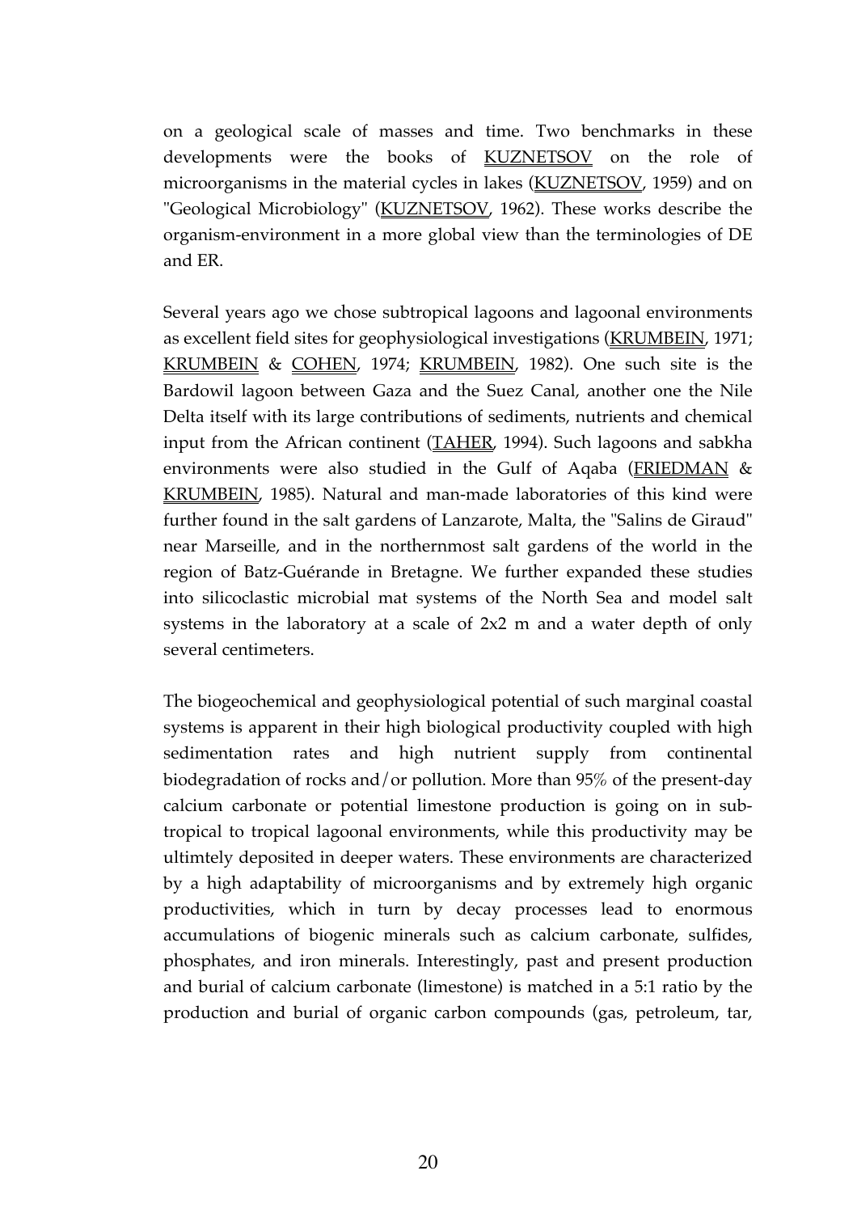on a geological scale of masses and time. Two benchmarks in these developments were the books of KUZNETSOV on the role of microorganisms in the material cycles in lakes (KUZNETSOV, 1959) and on "Geological Microbiology" (KUZNETSOV, 1962). These works describe the organism-environment in a more global view than the terminologies of DE and ER.

Several years ago we chose subtropical lagoons and lagoonal environments as excellent field sites for geophysiological investigations (KRUMBEIN, 1971; KRUMBEIN & COHEN, 1974; KRUMBEIN, 1982). One such site is the Bardowil lagoon between Gaza and the Suez Canal, another one the Nile Delta itself with its large contributions of sediments, nutrients and chemical input from the African continent (TAHER, 1994). Such lagoons and sabkha environments were also studied in the Gulf of Aqaba (FRIEDMAN & KRUMBEIN, 1985). Natural and man-made laboratories of this kind were further found in the salt gardens of Lanzarote, Malta, the "Salins de Giraud" near Marseille, and in the northernmost salt gardens of the world in the region of Batz-Guérande in Bretagne. We further expanded these studies into silicoclastic microbial mat systems of the North Sea and model salt systems in the laboratory at a scale of 2x2 m and a water depth of only several centimeters.

The biogeochemical and geophysiological potential of such marginal coastal systems is apparent in their high biological productivity coupled with high sedimentation rates and high nutrient supply from continental biodegradation of rocks and/or pollution. More than 95% of the present-day calcium carbonate or potential limestone production is going on in sub-tropical to tropical lagoonal environments, while this productivity may be ultimtely deposited in deeper waters. These environments are characterized by a high adaptability of microorganisms and by extremely high organic productivities, which in turn by decay processes lead to enormous accumulations of biogenic minerals such as calcium carbonate, sulfides, phosphates, and iron minerals. Interestingly, past and present production and burial of calcium carbonate (limestone) is matched in a 5:1 ratio by the production and burial of organic carbon compounds (gas, petroleum, tar,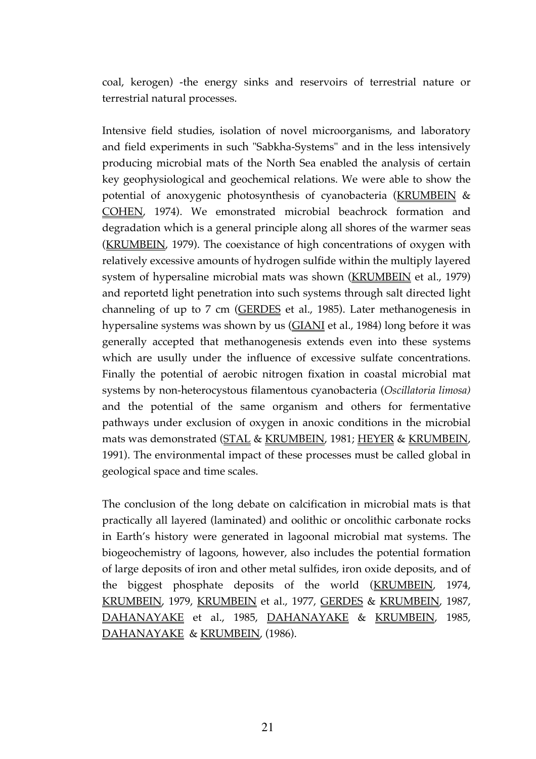coal, kerogen) -the energy sinks and reservoirs of terrestrial nature or terrestrial natural processes.

Intensive field studies, isolation of novel microorganisms, and laboratory and field experiments in such "Sabkha-Systems" and in the less intensively producing microbial mats of the North Sea enabled the analysis of certain key geophysiological and geochemical relations. We were able to show the potential of anoxygenic photosynthesis of cyanobacteria (KRUMBEIN & COHEN, 1974). We emonstrated microbial beachrock formation and degradation which is a general principle along all shores of the warmer seas (KRUMBEIN, 1979). The coexistance of high concentrations of oxygen with relatively excessive amounts of hydrogen sulfide within the multiply layered system of hypersaline microbial mats was shown (KRUMBEIN et al., 1979) and reportetd light penetration into such systems through salt directed light channeling of up to 7 cm (GERDES et al., 1985). Later methanogenesis in hypersaline systems was shown by us (GIANI et al., 1984) long before it was generally accepted that methanogenesis extends even into these systems which are usully under the influence of excessive sulfate concentrations. Finally the potential of aerobic nitrogen fixation in coastal microbial mat systems by non-heterocystous filamentous cyanobacteria (*Oscillatoria limosa)* and the potential of the same organism and others for fermentative pathways under exclusion of oxygen in anoxic conditions in the microbial mats was demonstrated (STAL & KRUMBEIN, 1981; HEYER & KRUMBEIN, 1991). The environmental impact of these processes must be called global in geological space and time scales.

The conclusion of the long debate on calcification in microbial mats is that practically all layered (laminated) and oolithic or oncolithic carbonate rocks in Earth's history were generated in lagoonal microbial mat systems. The biogeochemistry of lagoons, however, also includes the potential formation of large deposits of iron and other metal sulfides, iron oxide deposits, and of the biggest phosphate deposits of the world (KRUMBEIN, 1974, KRUMBEIN, 1979, KRUMBEIN et al., 1977, GERDES & KRUMBEIN, 1987, DAHANAYAKE et al., 1985, DAHANAYAKE & KRUMBEIN, 1985, DAHANAYAKE & KRUMBEIN, (1986).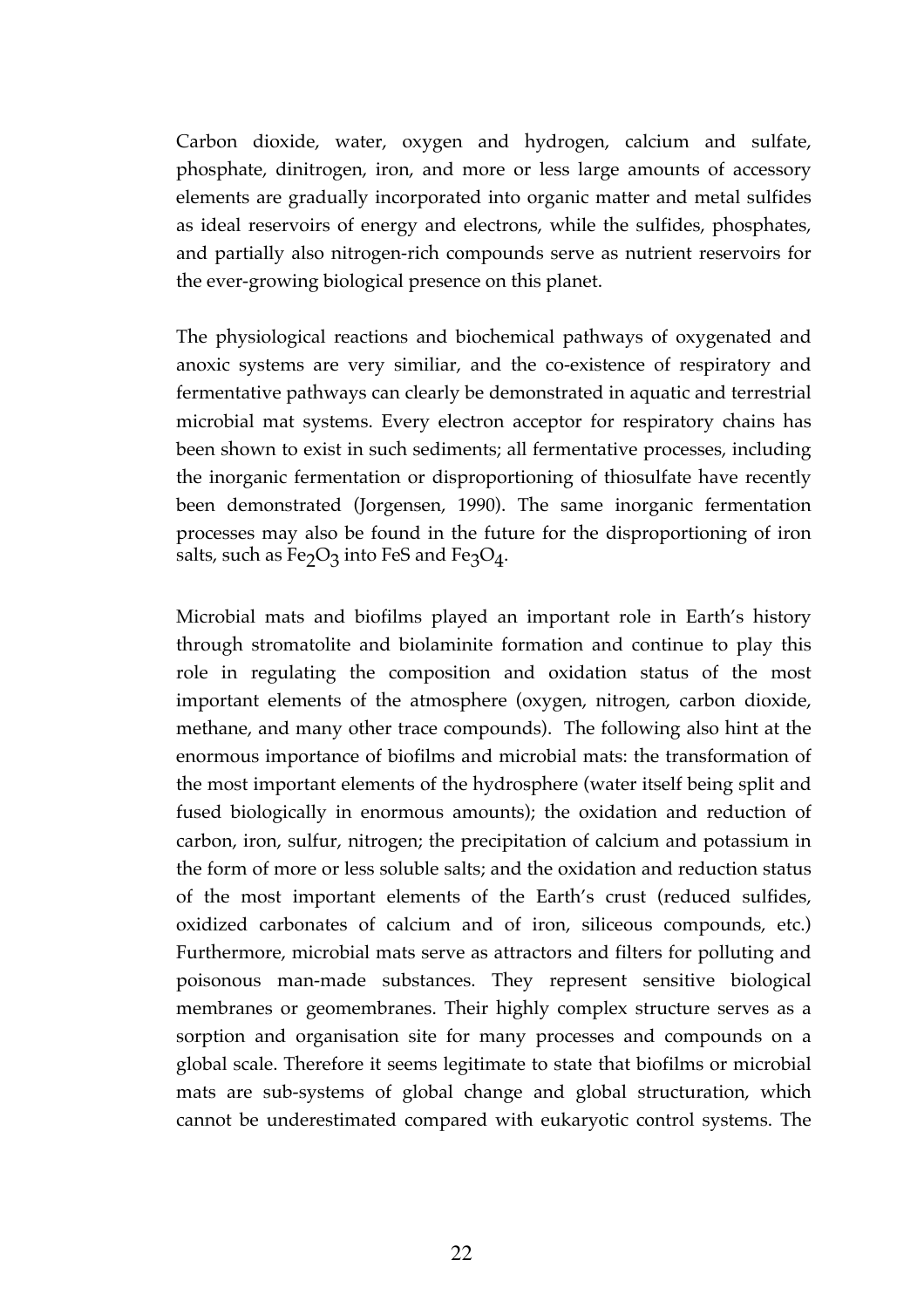Carbon dioxide, water, oxygen and hydrogen, calcium and sulfate, phosphate, dinitrogen, iron, and more or less large amounts of accessory elements are gradually incorporated into organic matter and metal sulfides as ideal reservoirs of energy and electrons, while the sulfides, phosphates, and partially also nitrogen-rich compounds serve as nutrient reservoirs for the ever-growing biological presence on this planet.

The physiological reactions and biochemical pathways of oxygenated and anoxic systems are very similiar, and the co-existence of respiratory and fermentative pathways can clearly be demonstrated in aquatic and terrestrial microbial mat systems. Every electron acceptor for respiratory chains has been shown to exist in such sediments; all fermentative processes, including the inorganic fermentation or disproportioning of thiosulfate have recently been demonstrated (Jorgensen, 1990). The same inorganic fermentation processes may also be found in the future for the disproportioning of iron salts, such as $Fe_2O_3$ into FeS and $Fe_3O_4$.

Microbial mats and biofilms played an important role in Earth's history through stromatolite and biolaminite formation and continue to play this role in regulating the composition and oxidation status of the most important elements of the atmosphere (oxygen, nitrogen, carbon dioxide, methane, and many other trace compounds). The following also hint at the enormous importance of biofilms and microbial mats: the transformation of the most important elements of the hydrosphere (water itself being split and fused biologically in enormous amounts); the oxidation and reduction of carbon, iron, sulfur, nitrogen; the precipitation of calcium and potassium in the form of more or less soluble salts; and the oxidation and reduction status of the most important elements of the Earth's crust (reduced sulfides, oxidized carbonates of calcium and of iron, siliceous compounds, etc.) Furthermore, microbial mats serve as attractors and filters for polluting and poisonous man-made substances. They represent sensitive biological membranes or geomembranes. Their highly complex structure serves as a sorption and organisation site for many processes and compounds on a global scale. Therefore it seems legitimate to state that biofilms or microbial mats are sub-systems of global change and global structuration, which cannot be underestimated compared with eukaryotic control systems. The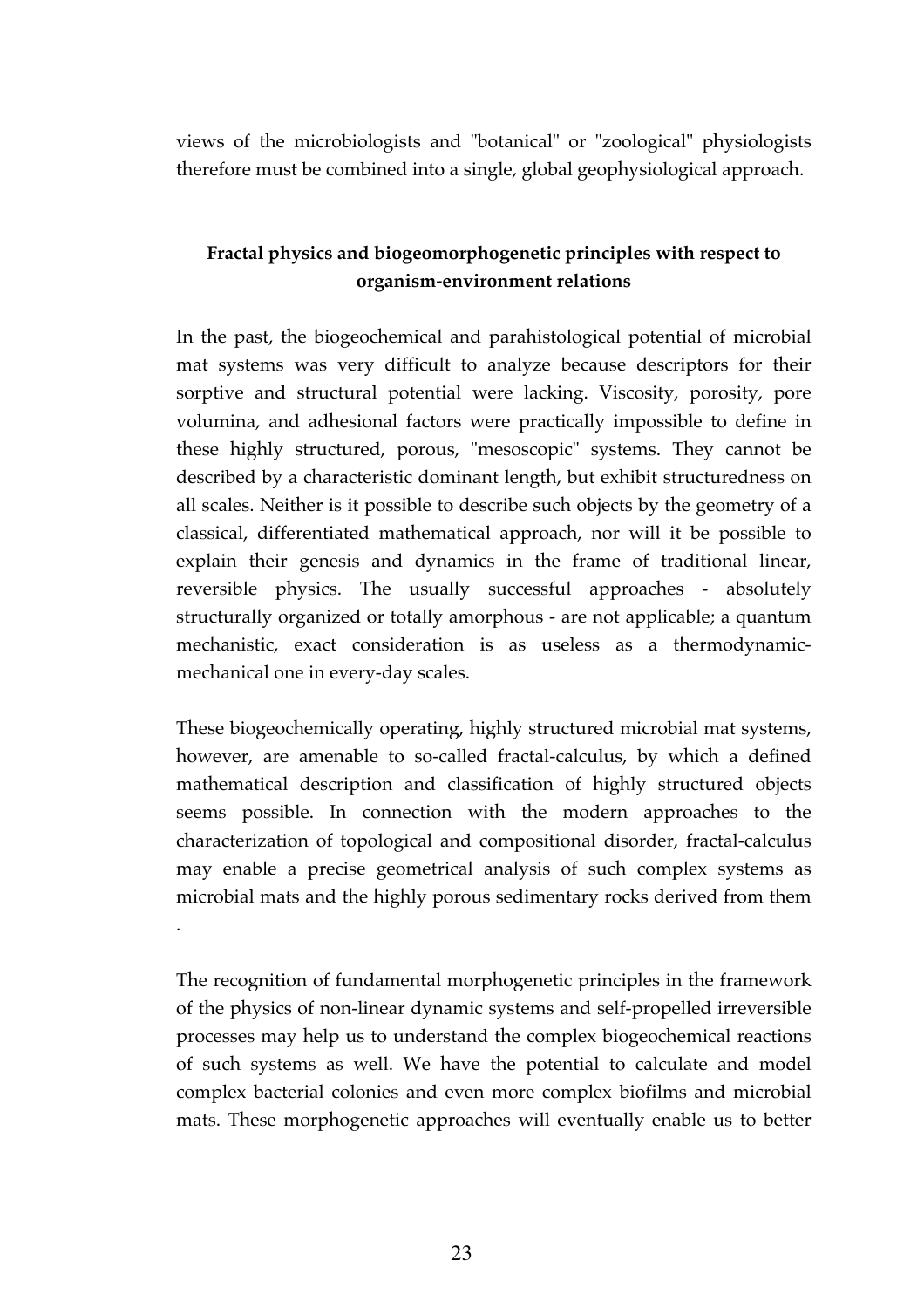views of the microbiologists and "botanical" or "zoological" physiologists therefore must be combined into a single, global geophysiological approach.

## Fractal physics and biogeomorphogenetic principles with respect to organism-environment relations

In the past, the biogeochemical and parahistological potential of microbial mat systems was very difficult to analyze because descriptors for their sorptive and structural potential were lacking. Viscosity, porosity, pore volumina, and adhesional factors were practically impossible to define in these highly structured, porous, "mesoscopic" systems. They cannot be described by a characteristic dominant length, but exhibit structuredness on all scales. Neither is it possible to describe such objects by the geometry of a classical, differentiated mathematical approach, nor will it be possible to explain their genesis and dynamics in the frame of traditional linear, reversible physics. The usually successful approaches - absolutely structurally organized or totally amorphous - are not applicable; a quantum mechanistic, exact consideration is as useless as a thermodynamic-mechanical one in every-day scales.

These biogeochemically operating, highly structured microbial mat systems, however, are amenable to so-called fractal-calculus, by which a defined mathematical description and classification of highly structured objects seems possible. In connection with the modern approaches to the characterization of topological and compositional disorder, fractal-calculus may enable a precise geometrical analysis of such complex systems as microbial mats and the highly porous sedimentary rocks derived from them .

The recognition of fundamental morphogenetic principles in the framework of the physics of non-linear dynamic systems and self-propelled irreversible processes may help us to understand the complex biogeochemical reactions of such systems as well. We have the potential to calculate and model complex bacterial colonies and even more complex biofilms and microbial mats. These morphogenetic approaches will eventually enable us to better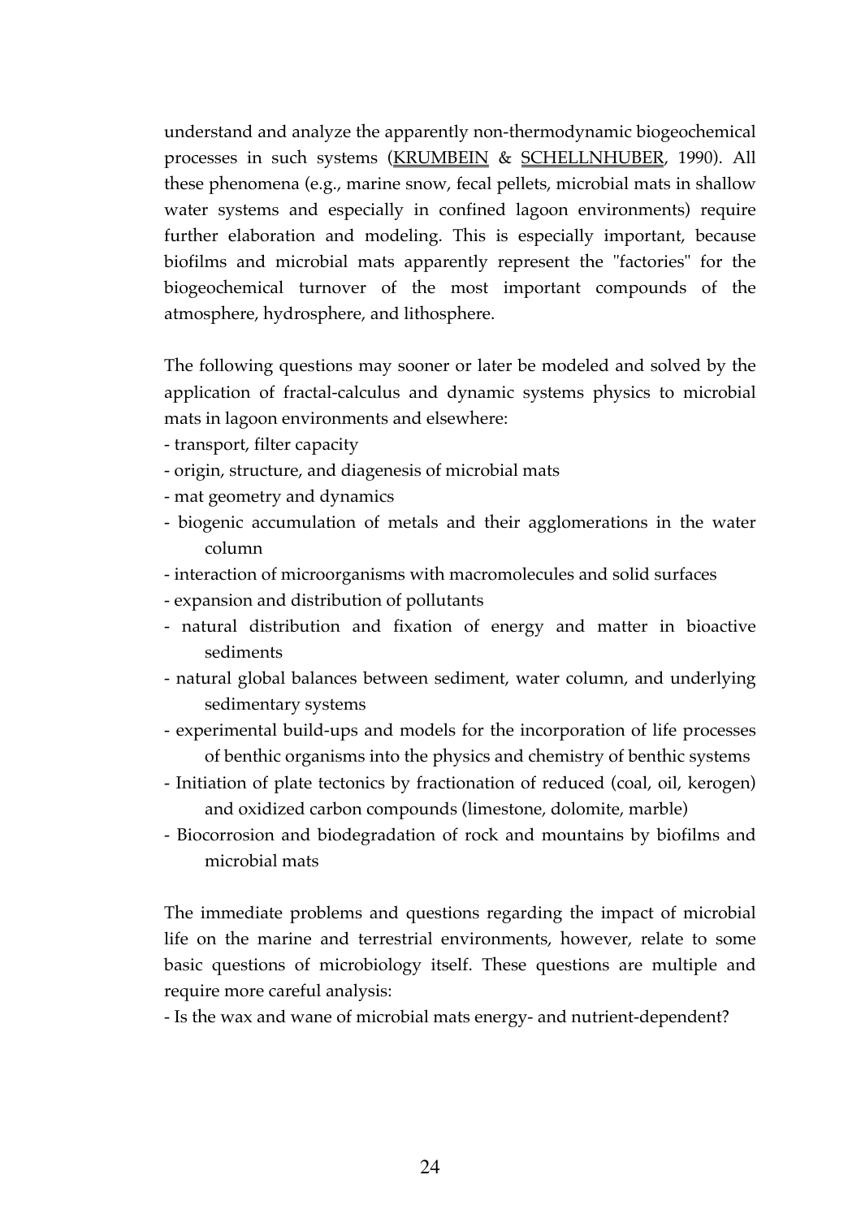understand and analyze the apparently non-thermodynamic biogeochemical processes in such systems (KRUMBEIN & SCHELLNHUBER, 1990). All these phenomena (e.g., marine snow, fecal pellets, microbial mats in shallow water systems and especially in confined lagoon environments) require further elaboration and modeling. This is especially important, because biofilms and microbial mats apparently represent the "factories" for the biogeochemical turnover of the most important compounds of the atmosphere, hydrosphere, and lithosphere.

The following questions may sooner or later be modeled and solved by the application of fractal-calculus and dynamic systems physics to microbial mats in lagoon environments and elsewhere:

- transport, filter capacity
- origin, structure, and diagenesis of microbial mats
- mat geometry and dynamics
- biogenic accumulation of metals and their agglomerations in the water column
- interaction of microorganisms with macromolecules and solid surfaces
- expansion and distribution of pollutants
- natural distribution and fixation of energy and matter in bioactive sediments
- natural global balances between sediment, water column, and underlying sedimentary systems
- experimental build-ups and models for the incorporation of life processes of benthic organisms into the physics and chemistry of benthic systems
- Initiation of plate tectonics by fractionation of reduced (coal, oil, kerogen) and oxidized carbon compounds (limestone, dolomite, marble)
- Biocorrosion and biodegradation of rock and mountains by biofilms and microbial mats

The immediate problems and questions regarding the impact of microbial life on the marine and terrestrial environments, however, relate to some basic questions of microbiology itself. These questions are multiple and require more careful analysis:

- Is the wax and wane of microbial mats energy- and nutrient-dependent?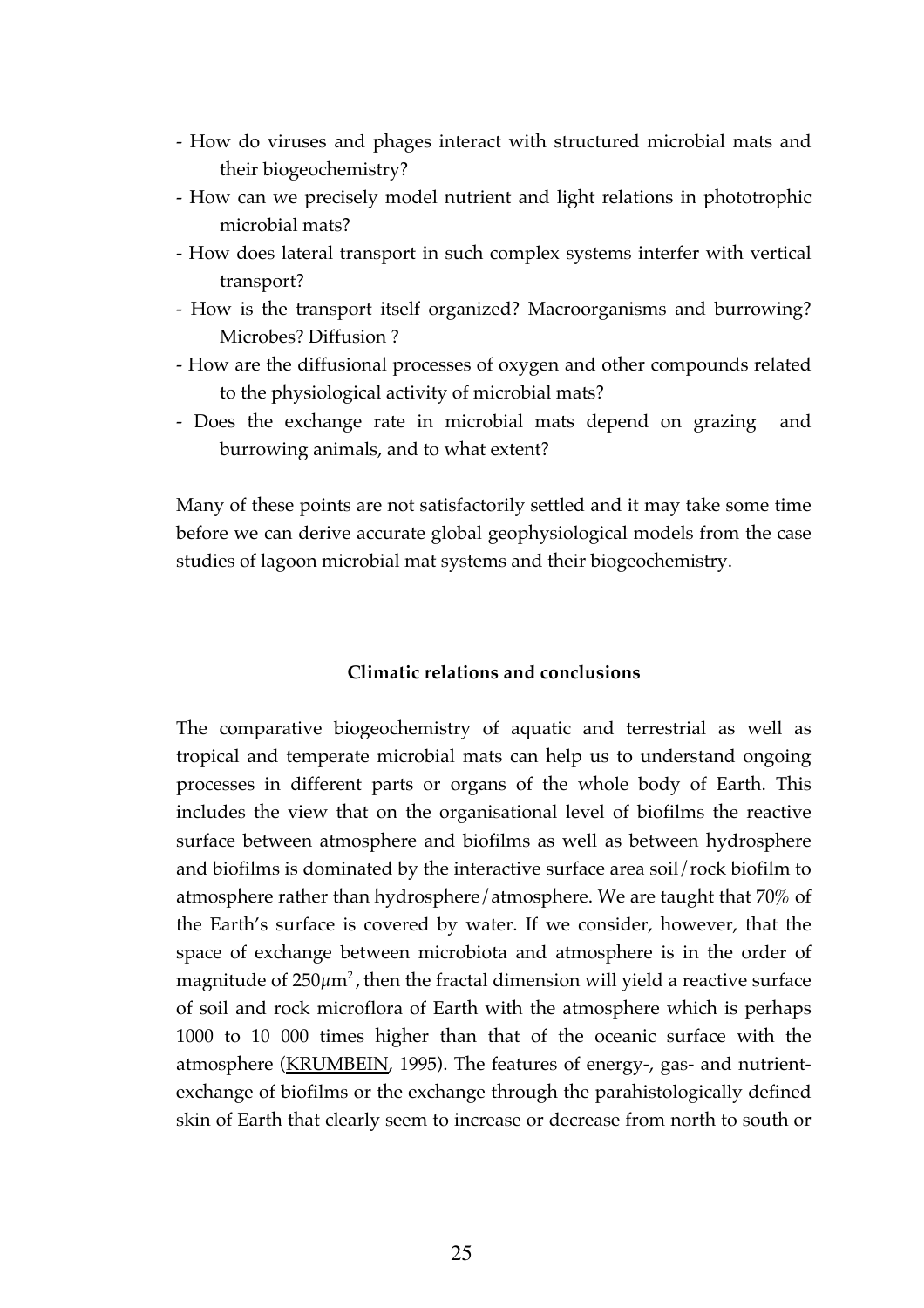- How do viruses and phages interact with structured microbial mats and their biogeochemistry?
- How can we precisely model nutrient and light relations in phototrophic microbial mats?
- How does lateral transport in such complex systems interfer with vertical transport?
- How is the transport itself organized? Macroorganisms and burrowing? Microbes? Diffusion ?
- How are the diffusional processes of oxygen and other compounds related to the physiological activity of microbial mats?
- Does the exchange rate in microbial mats depend on grazing and burrowing animals, and to what extent?

Many of these points are not satisfactorily settled and it may take some time before we can derive accurate global geophysiological models from the case studies of lagoon microbial mat systems and their biogeochemistry.

### Climatic relations and conclusions

The comparative biogeochemistry of aquatic and terrestrial as well as tropical and temperate microbial mats can help us to understand ongoing processes in different parts or organs of the whole body of Earth. This includes the view that on the organisational level of biofilms the reactive surface between atmosphere and biofilms as well as between hydrosphere and biofilms is dominated by the interactive surface area soil/rock biofilm to atmosphere rather than hydrosphere/atmosphere. We are taught that 70% of the Earth's surface is covered by water. If we consider, however, that the space of exchange between microbiota and atmosphere is in the order of magnitude of $250\mu m^2$, then the fractal dimension will yield a reactive surface of soil and rock microflora of Earth with the atmosphere which is perhaps 1000 to 10 000 times higher than that of the oceanic surface with the atmosphere (KRUMBEIN, 1995). The features of energy-, gas- and nutrient-exchange of biofilms or the exchange through the parahistologically defined skin of Earth that clearly seem to increase or decrease from north to south or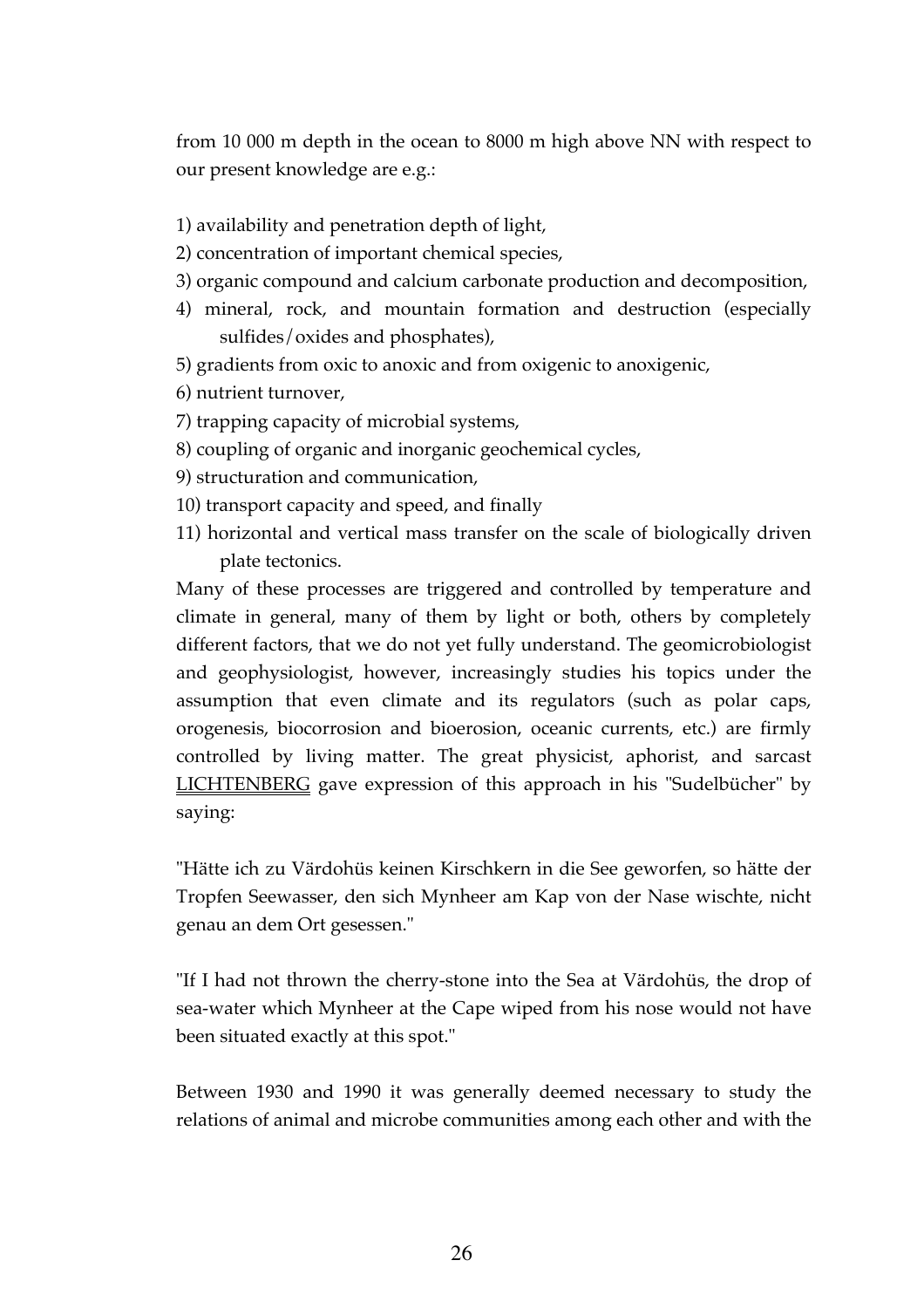from 10 000 m depth in the ocean to 8000 m high above NN with respect to our present knowledge are e.g.:

1) availability and penetration depth of light,
2) concentration of important chemical species,
3) organic compound and calcium carbonate production and decomposition,
4) mineral, rock, and mountain formation and destruction (especially sulfides/oxides and phosphates),
5) gradients from oxic to anoxic and from oxigenic to anoxigenic,
6) nutrient turnover,
7) trapping capacity of microbial systems,
8) coupling of organic and inorganic geochemical cycles,
9) structuration and communication,
10) transport capacity and speed, and finally
11) horizontal and vertical mass transfer on the scale of biologically driven plate tectonics.

Many of these processes are triggered and controlled by temperature and climate in general, many of them by light or both, others by completely different factors, that we do not yet fully understand. The geomicrobiologist and geophysiologist, however, increasingly studies his topics under the assumption that even climate and its regulators (such as polar caps, orogenesis, biocorrosion and bioerosion, oceanic currents, etc.) are firmly controlled by living matter. The great physicist, aphorist, and sarcast LICHTENBERG gave expression of this approach in his "Sudelbücher" by saying:

"Hätte ich zu Värdohüs keinen Kirschkern in die See geworfen, so hätte der Tropfen Seewasser, den sich Mynheer am Kap von der Nase wischte, nicht genau an dem Ort gesessen."

"If I had not thrown the cherry-stone into the Sea at Värdohüs, the drop of sea-water which Mynheer at the Cape wiped from his nose would not have been situated exactly at this spot."

Between 1930 and 1990 it was generally deemed necessary to study the relations of animal and microbe communities among each other and with the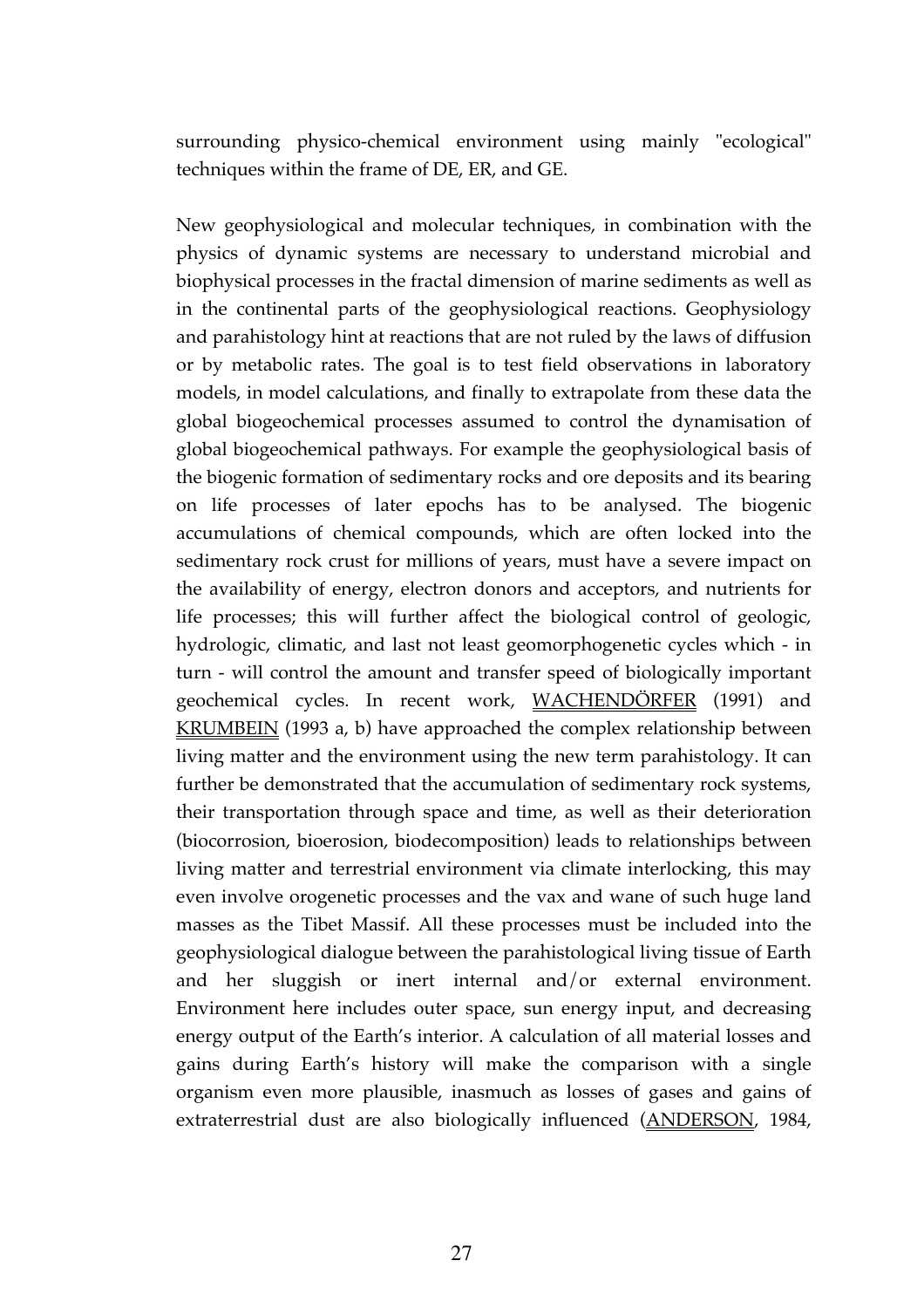surrounding physico-chemical environment using mainly "ecological" techniques within the frame of DE, ER, and GE.

New geophysiological and molecular techniques, in combination with the physics of dynamic systems are necessary to understand microbial and biophysical processes in the fractal dimension of marine sediments as well as in the continental parts of the geophysiological reactions. Geophysiology and parahistology hint at reactions that are not ruled by the laws of diffusion or by metabolic rates. The goal is to test field observations in laboratory models, in model calculations, and finally to extrapolate from these data the global biogeochemical processes assumed to control the dynamisation of global biogeochemical pathways. For example the geophysiological basis of the biogenic formation of sedimentary rocks and ore deposits and its bearing on life processes of later epochs has to be analysed. The biogenic accumulations of chemical compounds, which are often locked into the sedimentary rock crust for millions of years, must have a severe impact on the availability of energy, electron donors and acceptors, and nutrients for life processes; this will further affect the biological control of geologic, hydrologic, climatic, and last not least geomorphogenetic cycles which - in turn - will control the amount and transfer speed of biologically important geochemical cycles. In recent work, WACHENDÖRFER (1991) and KRUMBEIN (1993 a, b) have approached the complex relationship between living matter and the environment using the new term parahistology. It can further be demonstrated that the accumulation of sedimentary rock systems, their transportation through space and time, as well as their deterioration (biocorrosion, bioerosion, biodecomposition) leads to relationships between living matter and terrestrial environment via climate interlocking, this may even involve orogenetic processes and the vax and wane of such huge land masses as the Tibet Massif. All these processes must be included into the geophysiological dialogue between the parahistological living tissue of Earth and her sluggish or inert internal and/or external environment. Environment here includes outer space, sun energy input, and decreasing energy output of the Earth's interior. A calculation of all material losses and gains during Earth's history will make the comparison with a single organism even more plausible, inasmuch as losses of gases and gains of extraterrestrial dust are also biologically influenced (ANDERSON, 1984,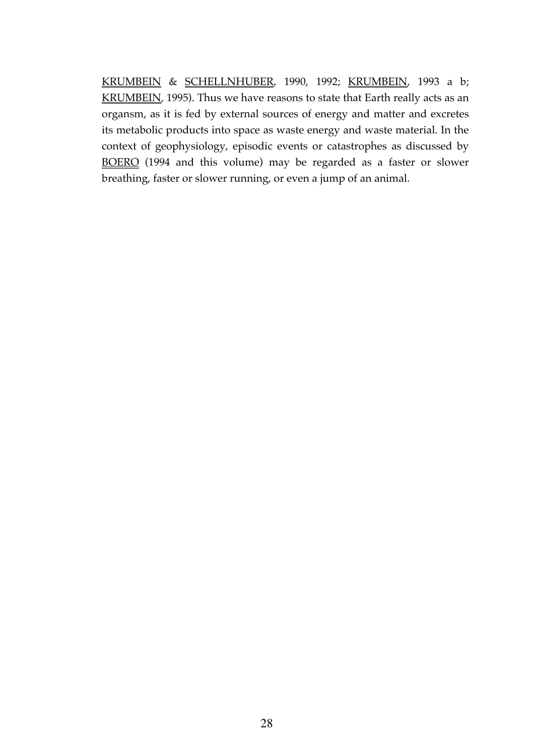KRUMBEIN & SCHELLNHUBER, 1990, 1992; KRUMBEIN, 1993 a b; KRUMBEIN, 1995). Thus we have reasons to state that Earth really acts as an organsm, as it is fed by external sources of energy and matter and excretes its metabolic products into space as waste energy and waste material. In the context of geophysiology, episodic events or catastrophes as discussed by BOERO (1994 and this volume) may be regarded as a faster or slower breathing, faster or slower running, or even a jump of an animal.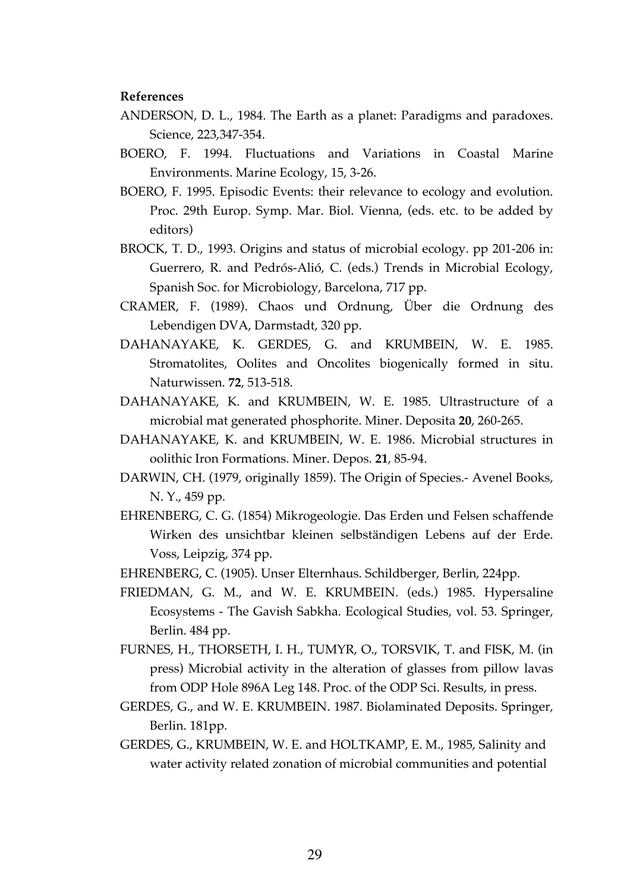**References**

ANDERSON, D. L., 1984. The Earth as a planet: Paradigms and paradoxes. Science, 223,347-354.

BOERO, F. 1994. Fluctuations and Variations in Coastal Marine Environments. Marine Ecology, 15, 3-26.

BOERO, F. 1995. Episodic Events: their relevance to ecology and evolution. Proc. 29th Europ. Symp. Mar. Biol. Vienna, (eds. etc. to be added by editors)

BROCK, T. D., 1993. Origins and status of microbial ecology. pp 201-206 in: Guerrero, R. and Pedrós-Alió, C. (eds.) Trends in Microbial Ecology, Spanish Soc. for Microbiology, Barcelona, 717 pp.

CRAMER, F. (1989). Chaos und Ordnung, Über die Ordnung des Lebendigen DVA, Darmstadt, 320 pp.

DAHANAYAKE, K. GERDES, G. and KRUMBEIN, W. E. 1985. Stromatolites, Oolites and Oncolites biogenically formed in situ. Naturwissen. **72**, 513-518.

DAHANAYAKE, K. and KRUMBEIN, W. E. 1985. Ultrastructure of a microbial mat generated phosphorite. Miner. Deposita **20**, 260-265.

DAHANAYAKE, K. and KRUMBEIN, W. E. 1986. Microbial structures in oolithic Iron Formations. Miner. Depos. **21**, 85-94.

DARWIN, CH. (1979, originally 1859). The Origin of Species.- Avenel Books, N. Y., 459 pp.

EHRENBERG, C. G. (1854) Mikrogeologie. Das Erden und Felsen schaffende Wirken des unsichtbar kleinen selbständigen Lebens auf der Erde. Voss, Leipzig, 374 pp.

EHRENBERG, C. (1905). Unser Elternhaus. Schildberger, Berlin, 224pp.

FRIEDMAN, G. M., and W. E. KRUMBEIN. (eds.) 1985. Hypersaline Ecosystems - The Gavish Sabkha. Ecological Studies, vol. 53. Springer, Berlin. 484 pp.

FURNES, H., THORSETH, I. H., TUMYR, O., TORSVIK, T. and FISK, M. (in press) Microbial activity in the alteration of glasses from pillow lavas from ODP Hole 896A Leg 148. Proc. of the ODP Sci. Results, in press.

GERDES, G., and W. E. KRUMBEIN. 1987. Biolaminated Deposits. Springer, Berlin. 181pp.

GERDES, G., KRUMBEIN, W. E. and HOLTKAMP, E. M., 1985, Salinity and water activity related zonation of microbial communities and potential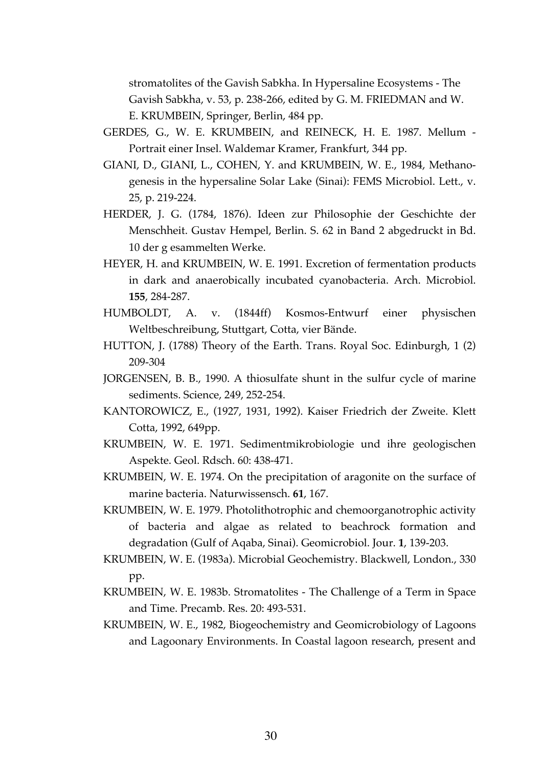stromatolites of the Gavish Sabkha. In Hypersaline Ecosystems - The Gavish Sabkha, v. 53, p. 238-266, edited by G. M. FRIEDMAN and W. E. KRUMBEIN, Springer, Berlin, 484 pp.

GERDES, G., W. E. KRUMBEIN, and REINECK, H. E. 1987. Mellum - Portrait einer Insel. Waldemar Kramer, Frankfurt, 344 pp.

GIANI, D., GIANI, L., COHEN, Y. and KRUMBEIN, W. E., 1984, Methanogenesis in the hypersaline Solar Lake (Sinai): FEMS Microbiol. Lett., v. 25, p. 219-224.

HERDER, J. G. (1784, 1876). Ideen zur Philosophie der Geschichte der Menschheit. Gustav Hempel, Berlin. S. 62 in Band 2 abgedruckt in Bd. 10 der g esammelten Werke.

HEYER, H. and KRUMBEIN, W. E. 1991. Excretion of fermentation products in dark and anaerobically incubated cyanobacteria. Arch. Microbiol. **155**, 284-287.

HUMBOLDT, A. v. (1844ff) Kosmos-Entwurf einer physischen Weltbeschreibung, Stuttgart, Cotta, vier Bände.

HUTTON, J. (1788) Theory of the Earth. Trans. Royal Soc. Edinburgh, 1 (2) 209-304

JORGENSEN, B. B., 1990. A thiosulfate shunt in the sulfur cycle of marine sediments. Science, 249, 252-254.

KANTOROWICZ, E., (1927, 1931, 1992). Kaiser Friedrich der Zweite. Klett Cotta, 1992, 649pp.

KRUMBEIN, W. E. 1971. Sedimentmikrobiologie und ihre geologischen Aspekte. Geol. Rdsch. 60: 438-471.

KRUMBEIN, W. E. 1974. On the precipitation of aragonite on the surface of marine bacteria. Naturwissensch. **61**, 167.

KRUMBEIN, W. E. 1979. Photolithotrophic and chemoorganotrophic activity of bacteria and algae as related to beachrock formation and degradation (Gulf of Aqaba, Sinai). Geomicrobiol. Jour. **1**, 139-203.

KRUMBEIN, W. E. (1983a). Microbial Geochemistry. Blackwell, London., 330 pp.

KRUMBEIN, W. E. 1983b. Stromatolites - The Challenge of a Term in Space and Time. Precamb. Res. 20: 493-531.

KRUMBEIN, W. E., 1982, Biogeochemistry and Geomicrobiology of Lagoons and Lagoonary Environments. In Coastal lagoon research, present and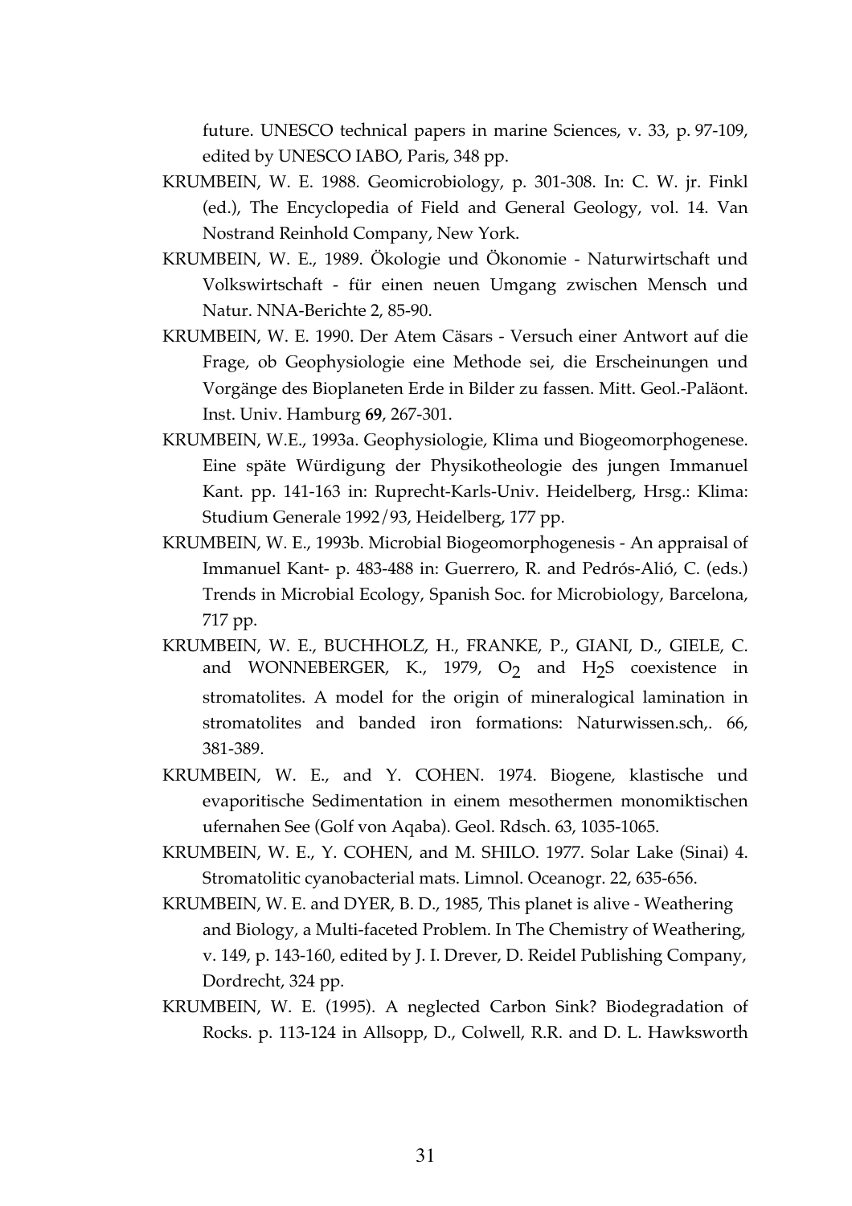future. UNESCO technical papers in marine Sciences, v. 33, p. 97-109, edited by UNESCO IABO, Paris, 348 pp.

KRUMBEIN, W. E. 1988. Geomicrobiology, p. 301-308. In: C. W. jr. Finkl (ed.), The Encyclopedia of Field and General Geology, vol. 14. Van Nostrand Reinhold Company, New York.

KRUMBEIN, W. E., 1989. Ökologie und Ökonomie - Naturwirtschaft und Volkswirtschaft - für einen neuen Umgang zwischen Mensch und Natur. NNA-Berichte 2, 85-90.

KRUMBEIN, W. E. 1990. Der Atem Cäsars - Versuch einer Antwort auf die Frage, ob Geophysiologie eine Methode sei, die Erscheinungen und Vorgänge des Bioplaneten Erde in Bilder zu fassen. Mitt. Geol.-Paläont. Inst. Univ. Hamburg **69**, 267-301.

KRUMBEIN, W.E., 1993a. Geophysiologie, Klima und Biogeomorphogenese. Eine späte Würdigung der Physikotheologie des jungen Immanuel Kant. pp. 141-163 in: Ruprecht-Karls-Univ. Heidelberg, Hrsg.: Klima: Studium Generale 1992/93, Heidelberg, 177 pp.

KRUMBEIN, W. E., 1993b. Microbial Biogeomorphogenesis - An appraisal of Immanuel Kant- p. 483-488 in: Guerrero, R. and Pedrós-Alió, C. (eds.) Trends in Microbial Ecology, Spanish Soc. for Microbiology, Barcelona, 717 pp.

KRUMBEIN, W. E., BUCHHOLZ, H., FRANKE, P., GIANI, D., GIELE, C. and WONNEBERGER, K., 1979, $O_2$ and $H_2S$ coexistence in stromatolites. A model for the origin of mineralogical lamination in stromatolites and banded iron formations: Naturwissen.sch,. 66, 381-389.

KRUMBEIN, W. E., and Y. COHEN. 1974. Biogene, klastische und evaporitische Sedimentation in einem mesothermen monomiktischen ufernahen See (Golf von Aqaba). Geol. Rdsch. 63, 1035-1065.

KRUMBEIN, W. E., Y. COHEN, and M. SHILO. 1977. Solar Lake (Sinai) 4. Stromatolitic cyanobacterial mats. Limnol. Oceanogr. 22, 635-656.

KRUMBEIN, W. E. and DYER, B. D., 1985, This planet is alive - Weathering and Biology, a Multi-faceted Problem. In The Chemistry of Weathering, v. 149, p. 143-160, edited by J. I. Drever, D. Reidel Publishing Company, Dordrecht, 324 pp.

KRUMBEIN, W. E. (1995). A neglected Carbon Sink? Biodegradation of Rocks. p. 113-124 in Allsopp, D., Colwell, R.R. and D. L. Hawksworth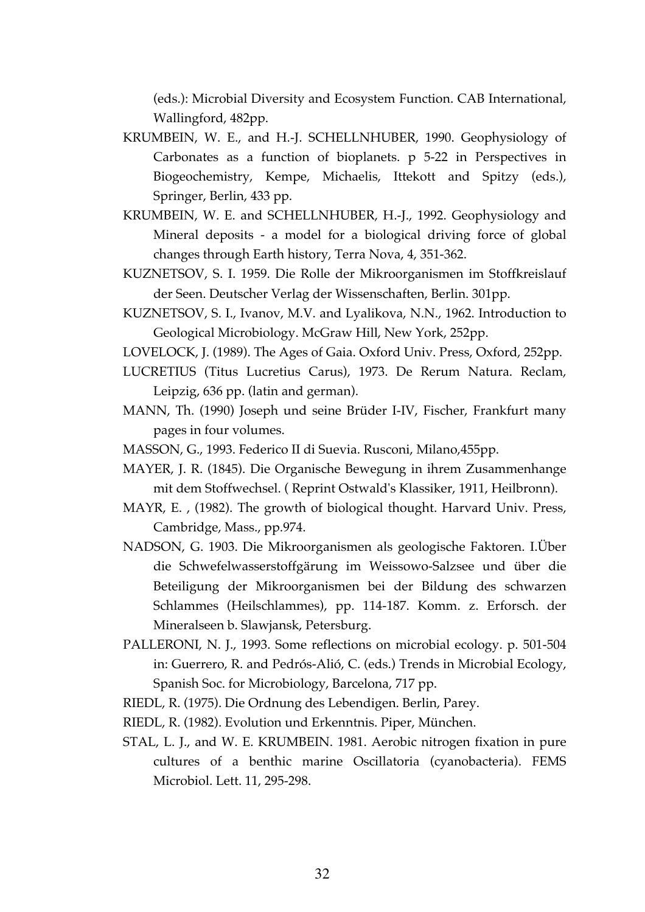(eds.): Microbial Diversity and Ecosystem Function. CAB International, Wallingford, 482pp.

KRUMBEIN, W. E., and H.-J. SCHELLNHUBER, 1990. Geophysiology of Carbonates as a function of bioplanets. p 5-22 in Perspectives in Biogeochemistry, Kempe, Michaelis, Ittekott and Spitzy (eds.), Springer, Berlin, 433 pp.

KRUMBEIN, W. E. and SCHELLNHUBER, H.-J., 1992. Geophysiology and Mineral deposits - a model for a biological driving force of global changes through Earth history, Terra Nova, 4, 351-362.

KUZNETSOV, S. I. 1959. Die Rolle der Mikroorganismen im Stoffkreislauf der Seen. Deutscher Verlag der Wissenschaften, Berlin. 301pp.

KUZNETSOV, S. I., Ivanov, M.V. and Lyalikova, N.N., 1962. Introduction to Geological Microbiology. McGraw Hill, New York, 252pp.

LOVELOCK, J. (1989). The Ages of Gaia. Oxford Univ. Press, Oxford, 252pp.

LUCRETIUS (Titus Lucretius Carus), 1973. De Rerum Natura. Reclam, Leipzig, 636 pp. (latin and german).

MANN, Th. (1990) Joseph und seine Brüder I-IV, Fischer, Frankfurt many pages in four volumes.

MASSON, G., 1993. Federico II di Suevia. Rusconi, Milano,455pp.

MAYER, J. R. (1845). Die Organische Bewegung in ihrem Zusammenhange mit dem Stoffwechsel. ( Reprint Ostwald's Klassiker, 1911, Heilbronn).

MAYR, E. , (1982). The growth of biological thought. Harvard Univ. Press, Cambridge, Mass., pp.974.

NADSON, G. 1903. Die Mikroorganismen als geologische Faktoren. I.Über die Schwefelwasserstoffgärung im Weissowo-Salzsee und über die Beteiligung der Mikroorganismen bei der Bildung des schwarzen Schlammes (Heilschlammes), pp. 114-187. Komm. z. Erforsch. der Mineralseen b. Slawjansk, Petersburg.

PALLERONI, N. J., 1993. Some reflections on microbial ecology. p. 501-504 in: Guerrero, R. and Pedrós-Alió, C. (eds.) Trends in Microbial Ecology, Spanish Soc. for Microbiology, Barcelona, 717 pp.

RIEDL, R. (1975). Die Ordnung des Lebendigen. Berlin, Parey.

RIEDL, R. (1982). Evolution und Erkenntnis. Piper, München.

STAL, L. J., and W. E. KRUMBEIN. 1981. Aerobic nitrogen fixation in pure cultures of a benthic marine Oscillatoria (cyanobacteria). FEMS Microbiol. Lett. 11, 295-298.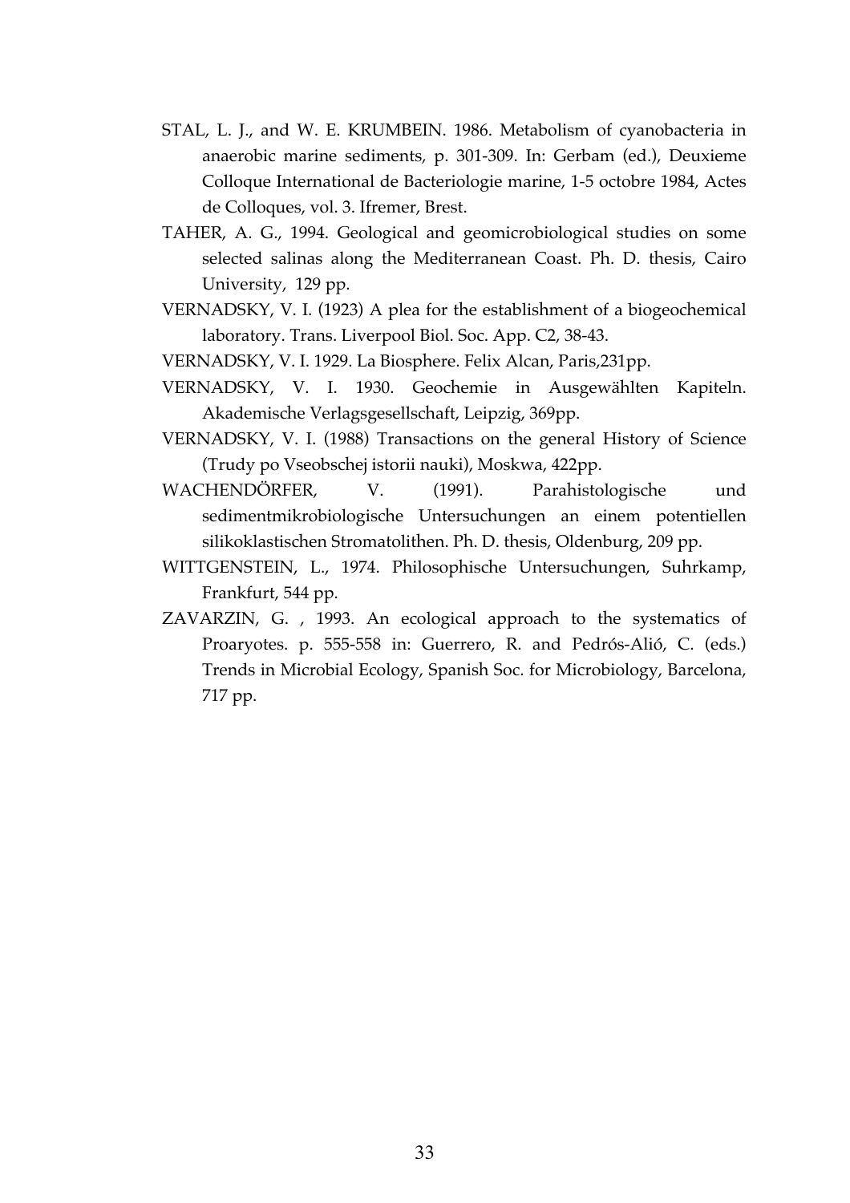STAL, L. J., and W. E. KRUMBEIN. 1986. Metabolism of cyanobacteria in anaerobic marine sediments, p. 301-309. In: Gerbam (ed.), Deuxieme Colloque International de Bacteriologie marine, 1-5 octobre 1984, Actes de Colloques, vol. 3. Ifremer, Brest.

TAHER, A. G., 1994. Geological and geomicrobiological studies on some selected salinas along the Mediterranean Coast. Ph. D. thesis, Cairo University, 129 pp.

VERNADSKY, V. I. (1923) A plea for the establishment of a biogeochemical laboratory. Trans. Liverpool Biol. Soc. App. C2, 38-43.

VERNADSKY, V. I. 1929. La Biosphere. Felix Alcan, Paris,231pp.

VERNADSKY, V. I. 1930. Geochemie in Ausgewählten Kapiteln. Akademische Verlagsgesellschaft, Leipzig, 369pp.

VERNADSKY, V. I. (1988) Transactions on the general History of Science (Trudy po Vseobschej istorii nauki), Moskwa, 422pp.

WACHENDÖRFER, V. (1991). Parahistologische und sedimentmikrobiologische Untersuchungen an einem potentiellen silikoklastischen Stromatolithen. Ph. D. thesis, Oldenburg, 209 pp.

WITTGENSTEIN, L., 1974. Philosophische Untersuchungen, Suhrkamp, Frankfurt, 544 pp.

ZAVARZIN, G. , 1993. An ecological approach to the systematics of Proaryotes. p. 555-558 in: Guerrero, R. and Pedrós-Alió, C. (eds.) Trends in Microbial Ecology, Spanish Soc. for Microbiology, Barcelona, 717 pp.